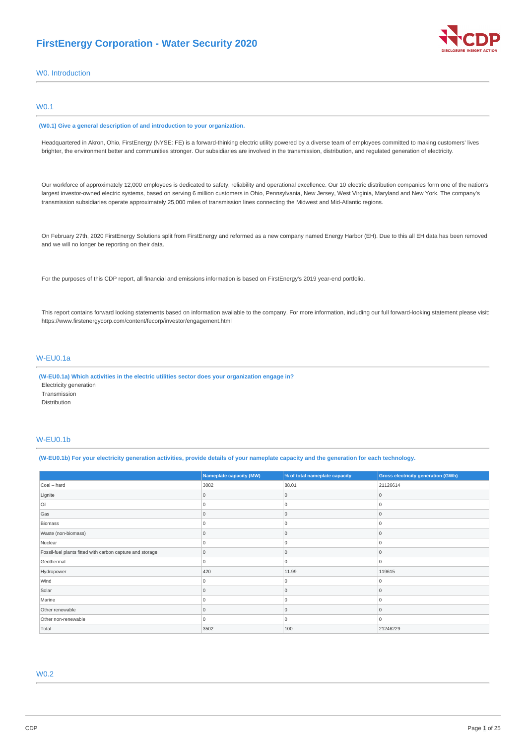# FirstEnergy Corporation - Water Security 2020

## W0. Introduction

### W0.1

**(W0.1) Give a general description of and introduction to your organization.**

Headquartered in Akron, Ohio, FirstEnergy (NYSE: FE) is a forward-thinking electric utility powered by a diverse team of employees committed to making customers' lives brighter, the environment better and communities stronger. Our subsidiaries are involved in the transmission, distribution, and regulated generation of electricity.

Our workforce of approximately 12,000 employees is dedicated to safety, reliability and operational excellence. Our 10 electric distribution companies form one of the nation's largest investor-owned electric systems, based on serving 6 million customers in Ohio, Pennsylvania, New Jersey, West Virginia, Maryland and New York. The company's transmission subsidiaries operate approximately 25,000 miles of transmission lines connecting the Midwest and Mid-Atlantic regions.

On February 27th, 2020 FirstEnergy Solutions split from FirstEnergy and reformed as a new company named Energy Harbor (EH). Due to this all EH data has been removed and we will no longer be reporting on their data.

For the purposes of this CDP report, all financial and emissions information is based on FirstEnergy's 2019 year-end portfolio.

This report contains forward looking statements based on information available to the company. For more information, including our full forward-looking statement please visit: https://www.firstenergycorp.com/content/fecorp/investor/engagement.html

### W-EU0.1a

**(W-EU0.1a) Which activities in the electric utilities sector does your organization engage in?**

Electricity generation
Transmission
Distribution

### W-EU0.1b

**(W-EU0.1b) For your electricity generation activities, provide details of your nameplate capacity and the generation for each technology.**

| | Nameplate capacity (MW) | % of total nameplate capacity | Gross electricity generation (GWh) |
|---|---|---|---|
| Coal – hard | 3082 | 88.01 | 21126614 |
| Lignite | 0 | 0 | 0 |
| Oil | 0 | 0 | 0 |
| Gas | 0 | 0 | 0 |
| Biomass | 0 | 0 | 0 |
| Waste (non-biomass) | 0 | 0 | 0 |
| Nuclear | 0 | 0 | 0 |
| Fossil-fuel plants fitted with carbon capture and storage | 0 | 0 | 0 |
| Geothermal | 0 | 0 | 0 |
| Hydropower | 420 | 11.99 | 119615 |
| Wind | 0 | 0 | 0 |
| Solar | 0 | 0 | 0 |
| Marine | 0 | 0 | 0 |
| Other renewable | 0 | 0 | 0 |
| Other non-renewable | 0 | 0 | 0 |
| Total | 3502 | 100 | 21246229 |

### W0.2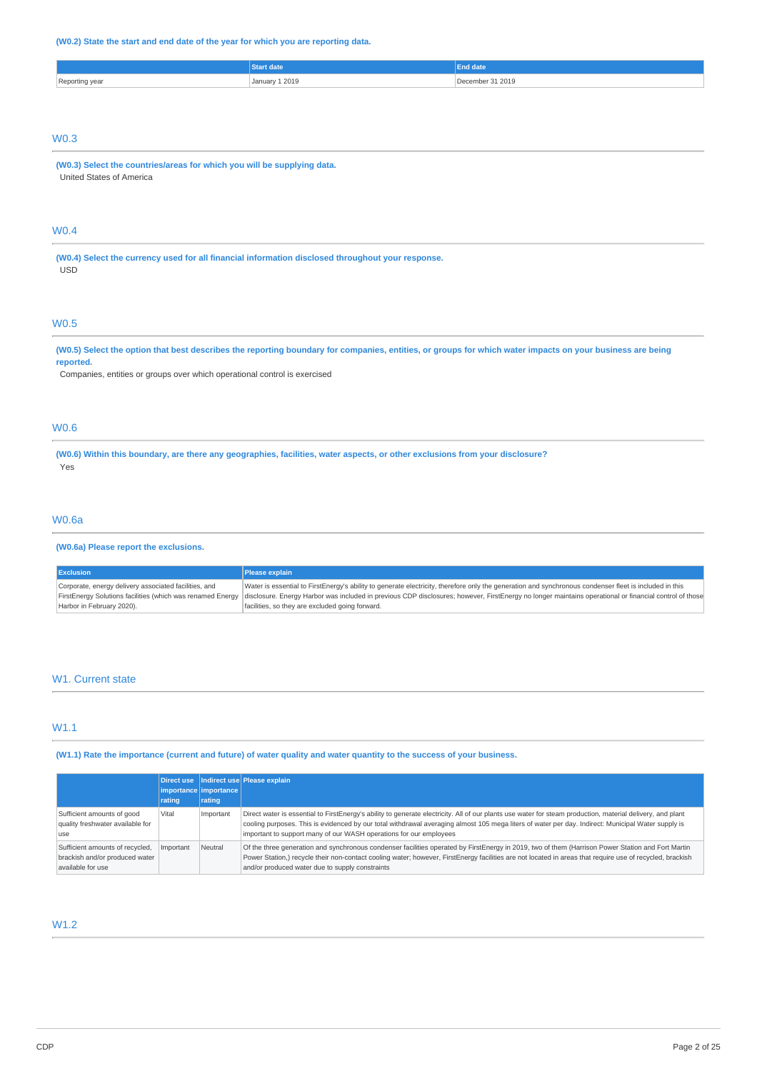**(W0.2) State the start and end date of the year for which you are reporting data.**

| | Start date | End date |
|---|---|---|
| Reporting year | January 1 2019 | December 31 2019 |

## W0.3

**(W0.3) Select the countries/areas for which you will be supplying data.**

United States of America

## W0.4

**(W0.4) Select the currency used for all financial information disclosed throughout your response.**

USD

## W0.5

**(W0.5) Select the option that best describes the reporting boundary for companies, entities, or groups for which water impacts on your business are being reported.**

Companies, entities or groups over which operational control is exercised

## W0.6

**(W0.6) Within this boundary, are there any geographies, facilities, water aspects, or other exclusions from your disclosure?**

Yes

## W0.6a

**(W0.6a) Please report the exclusions.**

| Exclusion | Please explain |
|---|---|
| Corporate, energy delivery associated facilities, and FirstEnergy Solutions facilities (which was renamed Energy Harbor in February 2020). | Water is essential to FirstEnergy's ability to generate electricity, therefore only the generation and synchronous condenser fleet is included in this disclosure. Energy Harbor was included in previous CDP disclosures; however, FirstEnergy no longer maintains operational or financial control of those facilities, so they are excluded going forward. |

# W1. Current state

## W1.1

**(W1.1) Rate the importance (current and future) of water quality and water quantity to the success of your business.**

| | Direct use importance rating | Indirect use importance rating | Please explain |
|---|---|---|---|
| Sufficient amounts of good quality freshwater available for use | Vital | Important | Direct water is essential to FirstEnergy's ability to generate electricity. All of our plants use water for steam production, material delivery, and plant cooling purposes. This is evidenced by our total withdrawal averaging almost 105 mega liters of water per day. Indirect: Municipal Water supply is important to support many of our WASH operations for our employees |
| Sufficient amounts of recycled, brackish and/or produced water available for use | Important | Neutral | Of the three generation and synchronous condenser facilities operated by FirstEnergy in 2019, two of them (Harrison Power Station and Fort Martin Power Station,) recycle their non-contact cooling water; however, FirstEnergy facilities are not located in areas that require use of recycled, brackish and/or produced water due to supply constraints |

## W1.2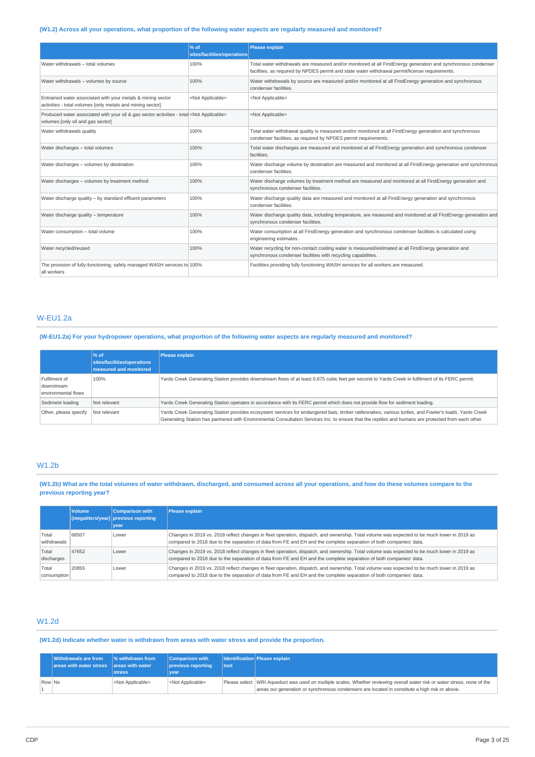### (W1.2) Across all your operations, what proportion of the following water aspects are regularly measured and monitored?

| | % of sites/facilities/operations | Please explain |
|---|---|---|
| Water withdrawals – total volumes | 100% | Total water withdrawals are measured and/or monitored at all FirstEnergy generation and synchronous condenser facilities, as required by NPDES permit and state water withdrawal permit/license requirements. |
| Water withdrawals – volumes by source | 100% | Water withdrawals by source are measured and/or monitored at all FirstEnergy generation and synchronous condenser facilities. |
| Entrained water associated with your metals & mining sector activities - total volumes [only metals and mining sector] | <Not Applicable> | <Not Applicable> |
| Produced water associated with your oil & gas sector activities - total volumes [only oil and gas sector] | <Not Applicable> | <Not Applicable> |
| Water withdrawals quality | 100% | Total water withdrawal quality is measured and/or monitored at all FirstEnergy generation and synchronous condenser facilities, as required by NPDES permit requirements. |
| Water discharges – total volumes | 100% | Total water discharges are measured and monitored at all FirstEnergy generation and synchronous condenser facilities. |
| Water discharges – volumes by destination | 100% | Water discharge volume by destination are measured and monitored at all FirstEnergy generation and synchronous condenser facilities. |
| Water discharges – volumes by treatment method | 100% | Water discharge volumes by treatment method are measured and monitored at all FirstEnergy generation and synchronous condenser facilities. |
| Water discharge quality – by standard effluent parameters | 100% | Water discharge quality data are measured and monitored at all FirstEnergy generation and synchronous condenser facilities. |
| Water discharge quality – temperature | 100% | Water discharge quality data, including temperature, are measured and monitored at all FirstEnergy generation and synchronous condenser facilities. |
| Water consumption – total volume | 100% | Water consumption at all FirstEnergy generation and synchronous condenser facilities is calculated using engineering estimates. |
| Water recycled/reused | 100% | Water recycling for non-contact cooling water is measured/estimated at all FirstEnergy generation and synchronous condenser facilities with recycling capabilities. |
| The provision of fully-functioning, safely managed WASH services to all workers | 100% | Facilities providing fully functioning WASH services for all workers are measured. |

## W-EU1.2a

### (W-EU1.2a) For your hydropower operations, what proportion of the following water aspects are regularly measured and monitored?

| | % of sites/facilities/operations measured and monitored | Please explain |
|---|---|---|
| Fulfilment of downstream environmental flows | 100% | Yards Creek Generating Station provides downstream flows of at least 0.875 cubic feet per second to Yards Creek in fulfillment of its FERC permit. |
| Sediment loading | Not relevant | Yards Creek Generating Station operates in accordance with its FERC permit which does not provide flow for sediment loading. |
| Other, please specify | Not relevant | Yards Creek Generating Station provides ecosystem services for endangered bats, timber rattlesnakes, various turtles, and Fowler's toads. Yards Creek Generating Station has partnered with Environmental Consultation Services Inc. to ensure that the reptiles and humans are protected from each other. |

## W1.2b

### (W1.2b) What are the total volumes of water withdrawn, discharged, and consumed across all your operations, and how do these volumes compare to the previous reporting year?

| | Volume (megaliters/year) | Comparison with previous reporting year | Please explain |
|---|---|---|---|
| Total withdrawals | 68507 | Lower | Changes in 2019 vs. 2018 reflect changes in fleet operation, dispatch, and ownership. Total volume was expected to be much lower in 2019 as compared to 2018 due to the separation of data from FE and EH and the complete separation of both companies' data. |
| Total discharges | 47652 | Lower | Changes in 2019 vs. 2018 reflect changes in fleet operation, dispatch, and ownership. Total volume was expected to be much lower in 2019 as compared to 2018 due to the separation of data from FE and EH and the complete separation of both companies' data. |
| Total consumption | 20855 | Lower | Changes in 2019 vs. 2018 reflect changes in fleet operation, dispatch, and ownership. Total volume was expected to be much lower in 2019 as compared to 2018 due to the separation of data from FE and EH and the complete separation of both companies' data. |

## W1.2d

### (W1.2d) Indicate whether water is withdrawn from areas with water stress and provide the proportion.

| | Withdrawals are from areas with water stress | % withdrawn from areas with water stress | Comparison with previous reporting year | Identification tool | Please explain |
|---|---|---|---|---|---|
| Row 1 | No | <Not Applicable> | <Not Applicable> | Please select | WRI Aqueduct was used on multiple scales. Whether reviewing overall water risk or water stress, none of the areas our generation or synchronous condensers are located in constitute a high risk or above. |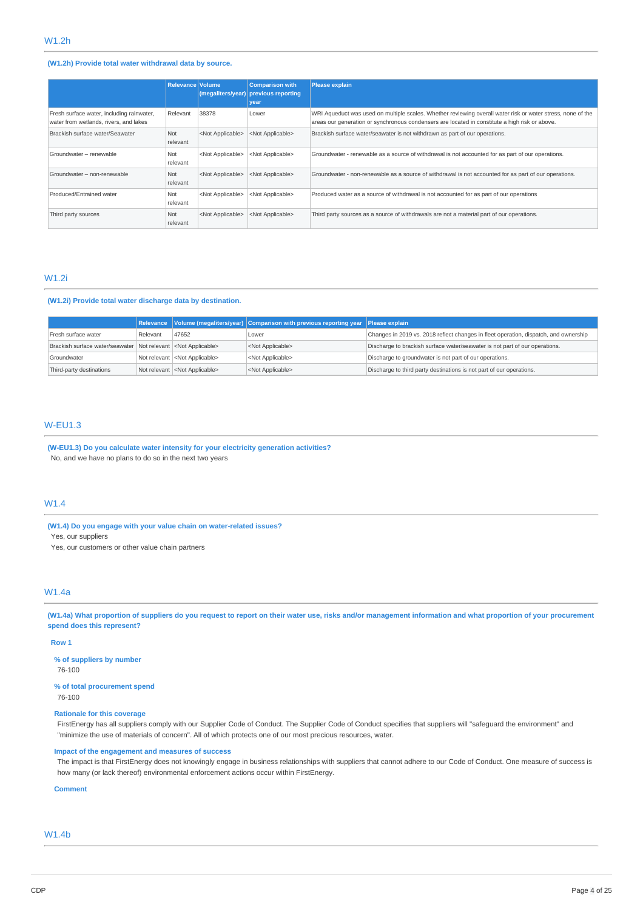## W1.2h

**(W1.2h) Provide total water withdrawal data by source.**

| | Relevance | Volume (megaliters/year) | Comparison with previous reporting year | Please explain |
|---|---|---|---|---|
| Fresh surface water, including rainwater, water from wetlands, rivers, and lakes | Relevant | 38378 | Lower | WRI Aqueduct was used on multiple scales. Whether reviewing overall water risk or water stress, none of the areas our generation or synchronous condensers are located in constitute a high risk or above. |
| Brackish surface water/Seawater | Not relevant | <Not Applicable> | <Not Applicable> | Brackish surface water/seawater is not withdrawn as part of our operations. |
| Groundwater – renewable | Not relevant | <Not Applicable> | <Not Applicable> | Groundwater - renewable as a source of withdrawal is not accounted for as part of our operations. |
| Groundwater – non-renewable | Not relevant | <Not Applicable> | <Not Applicable> | Groundwater - non-renewable as a source of withdrawal is not accounted for as part of our operations. |
| Produced/Entrained water | Not relevant | <Not Applicable> | <Not Applicable> | Produced water as a source of withdrawal is not accounted for as part of our operations |
| Third party sources | Not relevant | <Not Applicable> | <Not Applicable> | Third party sources as a source of withdrawals are not a material part of our operations. |

## W1.2i

**(W1.2i) Provide total water discharge data by destination.**

| | Relevance | Volume (megaliters/year) | Comparison with previous reporting year | Please explain |
|---|---|---|---|---|
| Fresh surface water | Relevant | 47652 | Lower | Changes in 2019 vs. 2018 reflect changes in fleet operation, dispatch, and ownership |
| Brackish surface water/seawater | Not relevant | <Not Applicable> | <Not Applicable> | Discharge to brackish surface water/seawater is not part of our operations. |
| Groundwater | Not relevant | <Not Applicable> | <Not Applicable> | Discharge to groundwater is not part of our operations. |
| Third-party destinations | Not relevant | <Not Applicable> | <Not Applicable> | Discharge to third party destinations is not part of our operations. |

## W-EU1.3

**(W-EU1.3) Do you calculate water intensity for your electricity generation activities?**

No, and we have no plans to do so in the next two years

## W1.4

**(W1.4) Do you engage with your value chain on water-related issues?**

Yes, our suppliers

Yes, our customers or other value chain partners

## W1.4a

**(W1.4a) What proportion of suppliers do you request to report on their water use, risks and/or management information and what proportion of your procurement spend does this represent?**

**Row 1**

**% of suppliers by number**

76-100

**% of total procurement spend**

76-100

**Rationale for this coverage**

FirstEnergy has all suppliers comply with our Supplier Code of Conduct. The Supplier Code of Conduct specifies that suppliers will "safeguard the environment" and "minimize the use of materials of concern". All of which protects one of our most precious resources, water.

**Impact of the engagement and measures of success**

The impact is that FirstEnergy does not knowingly engage in business relationships with suppliers that cannot adhere to our Code of Conduct. One measure of success is how many (or lack thereof) environmental enforcement actions occur within FirstEnergy.

**Comment**

## W1.4b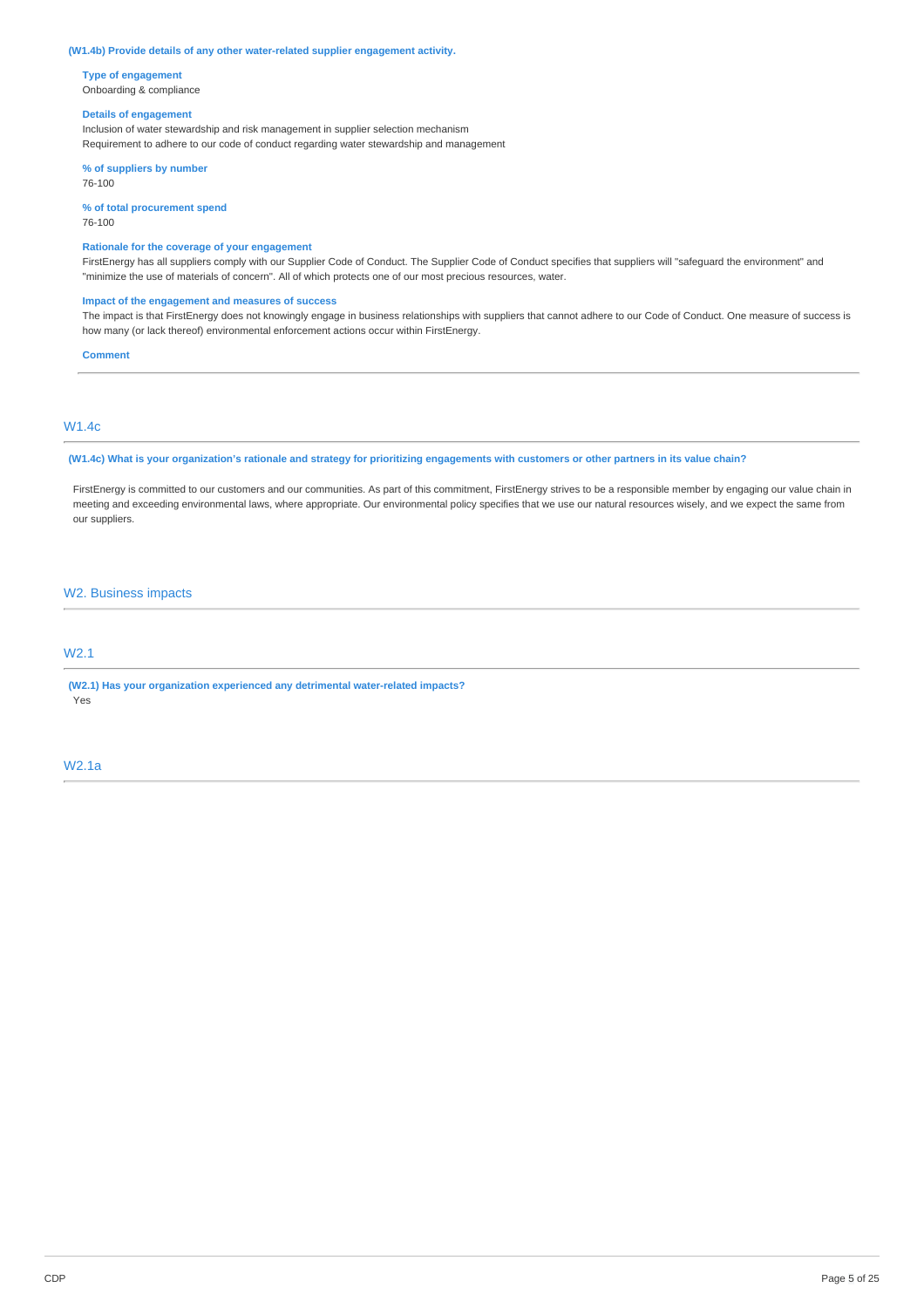**(W1.4b) Provide details of any other water-related supplier engagement activity.**

**Type of engagement**
Onboarding & compliance

**Details of engagement**
Inclusion of water stewardship and risk management in supplier selection mechanism
Requirement to adhere to our code of conduct regarding water stewardship and management

**% of suppliers by number**
76-100

**% of total procurement spend**
76-100

**Rationale for the coverage of your engagement**
FirstEnergy has all suppliers comply with our Supplier Code of Conduct. The Supplier Code of Conduct specifies that suppliers will "safeguard the environment" and "minimize the use of materials of concern". All of which protects one of our most precious resources, water.

**Impact of the engagement and measures of success**
The impact is that FirstEnergy does not knowingly engage in business relationships with suppliers that cannot adhere to our Code of Conduct. One measure of success is how many (or lack thereof) environmental enforcement actions occur within FirstEnergy.

**Comment**

## W1.4c

**(W1.4c) What is your organization's rationale and strategy for prioritizing engagements with customers or other partners in its value chain?**

FirstEnergy is committed to our customers and our communities. As part of this commitment, FirstEnergy strives to be a responsible member by engaging our value chain in meeting and exceeding environmental laws, where appropriate. Our environmental policy specifies that we use our natural resources wisely, and we expect the same from our suppliers.

# W2. Business impacts

## W2.1

**(W2.1) Has your organization experienced any detrimental water-related impacts?**
Yes

## W2.1a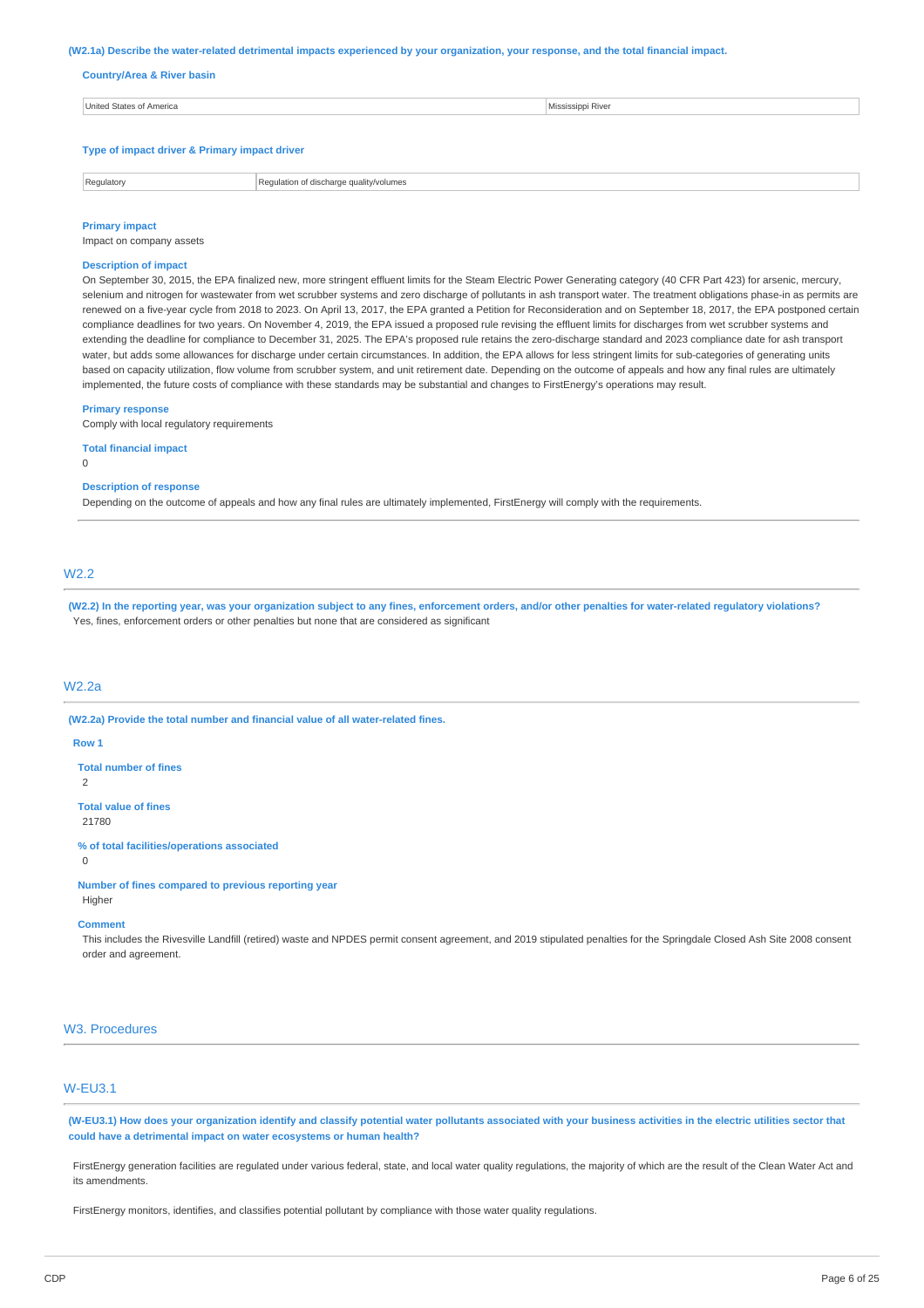**(W2.1a) Describe the water-related detrimental impacts experienced by your organization, your response, and the total financial impact.**

**Country/Area & River basin**

| United States of America | Mississippi River |
|---|---|

**Type of impact driver & Primary impact driver**

| Regulatory | Regulation of discharge quality/volumes |
|---|---|

**Primary impact**

Impact on company assets

**Description of impact**

On September 30, 2015, the EPA finalized new, more stringent effluent limits for the Steam Electric Power Generating category (40 CFR Part 423) for arsenic, mercury, selenium and nitrogen for wastewater from wet scrubber systems and zero discharge of pollutants in ash transport water. The treatment obligations phase-in as permits are renewed on a five-year cycle from 2018 to 2023. On April 13, 2017, the EPA granted a Petition for Reconsideration and on September 18, 2017, the EPA postponed certain compliance deadlines for two years. On November 4, 2019, the EPA issued a proposed rule revising the effluent limits for discharges from wet scrubber systems and extending the deadline for compliance to December 31, 2025. The EPA's proposed rule retains the zero-discharge standard and 2023 compliance date for ash transport water, but adds some allowances for discharge under certain circumstances. In addition, the EPA allows for less stringent limits for sub-categories of generating units based on capacity utilization, flow volume from scrubber system, and unit retirement date. Depending on the outcome of appeals and how any final rules are ultimately implemented, the future costs of compliance with these standards may be substantial and changes to FirstEnergy's operations may result.

**Primary response**

Comply with local regulatory requirements

**Total financial impact**

0

**Description of response**

Depending on the outcome of appeals and how any final rules are ultimately implemented, FirstEnergy will comply with the requirements.

## W2.2

**(W2.2) In the reporting year, was your organization subject to any fines, enforcement orders, and/or other penalties for water-related regulatory violations?**

Yes, fines, enforcement orders or other penalties but none that are considered as significant

## W2.2a

**(W2.2a) Provide the total number and financial value of all water-related fines.**

**Row 1**

**Total number of fines**

2

**Total value of fines**

21780

**% of total facilities/operations associated**

0

**Number of fines compared to previous reporting year**

Higher

**Comment**

This includes the Rivesville Landfill (retired) waste and NPDES permit consent agreement, and 2019 stipulated penalties for the Springdale Closed Ash Site 2008 consent order and agreement.

# W3. Procedures

## W-EU3.1

**(W-EU3.1) How does your organization identify and classify potential water pollutants associated with your business activities in the electric utilities sector that could have a detrimental impact on water ecosystems or human health?**

FirstEnergy generation facilities are regulated under various federal, state, and local water quality regulations, the majority of which are the result of the Clean Water Act and its amendments.

FirstEnergy monitors, identifies, and classifies potential pollutant by compliance with those water quality regulations.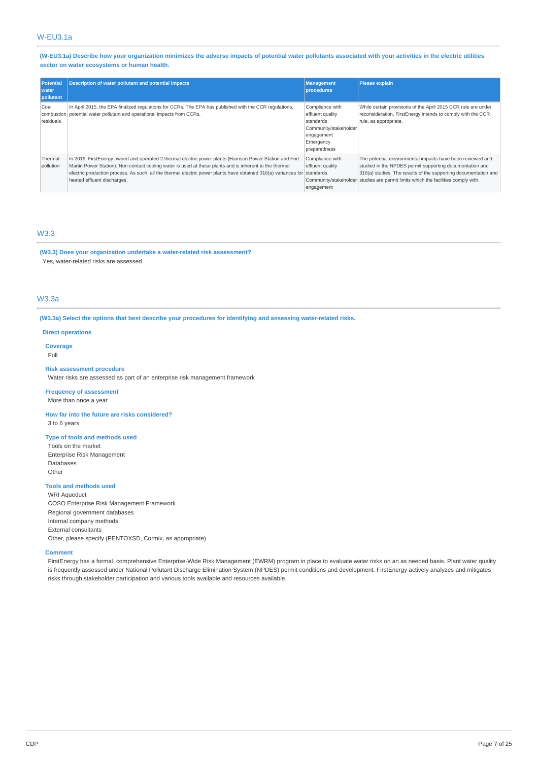## W-EU3.1a

**(W-EU3.1a) Describe how your organization minimizes the adverse impacts of potential water pollutants associated with your activities in the electric utilities sector on water ecosystems or human health.**

| Potential water pollutant | Description of water pollutant and potential impacts | Management procedures | Please explain |
|---|---|---|---|
| Coal combustion residuals | In April 2015, the EPA finalized regulations for CCRs. The EPA has published with the CCR regulations, potential water pollutant and operational impacts from CCRs. | Compliance with effluent quality standards<br>Community/stakeholder engagement<br>Emergency preparedness | While certain provisions of the April 2015 CCR rule are under reconsideration, FirstEnergy intends to comply with the CCR rule, as appropriate. |
| Thermal pollution | In 2019, FirstEnergy owned and operated 2 thermal electric power plants (Harrison Power Station and Fort Martin Power Station). Non-contact cooling water is used at these plants and is inherent to the thermal electric production process. As such, all the thermal electric power plants have obtained 316(a) variances for heated effluent discharges. | Compliance with effluent quality standards<br>Community/stakeholder engagement | The potential environmental impacts have been reviewed and studied in the NPDES permit supporting documentation and 316(a) studies. The results of the supporting documentation and studies are permit limits which the facilities comply with. |

## W3.3

**(W3.3) Does your organization undertake a water-related risk assessment?**

Yes, water-related risks are assessed

## W3.3a

**(W3.3a) Select the options that best describe your procedures for identifying and assessing water-related risks.**

**Direct operations**

**Coverage**

Full

**Risk assessment procedure**

Water risks are assessed as part of an enterprise risk management framework

**Frequency of assessment**

More than once a year

**How far into the future are risks considered?**

3 to 6 years

**Type of tools and methods used**

Tools on the market
Enterprise Risk Management
Databases
Other

**Tools and methods used**

WRI Aqueduct
COSO Enterprise Risk Management Framework
Regional government databases
Internal company methods
External consultants
Other, please specify (PENTOXSD, Cormix, as appropriate)

**Comment**

FirstEnergy has a formal, comprehensive Enterprise-Wide Risk Management (EWRM) program in place to evaluate water risks on an as needed basis. Plant water quality is frequently assessed under National Pollutant Discharge Elimination System (NPDES) permit conditions and development. FirstEnergy actively analyzes and mitigates risks through stakeholder participation and various tools available and resources available.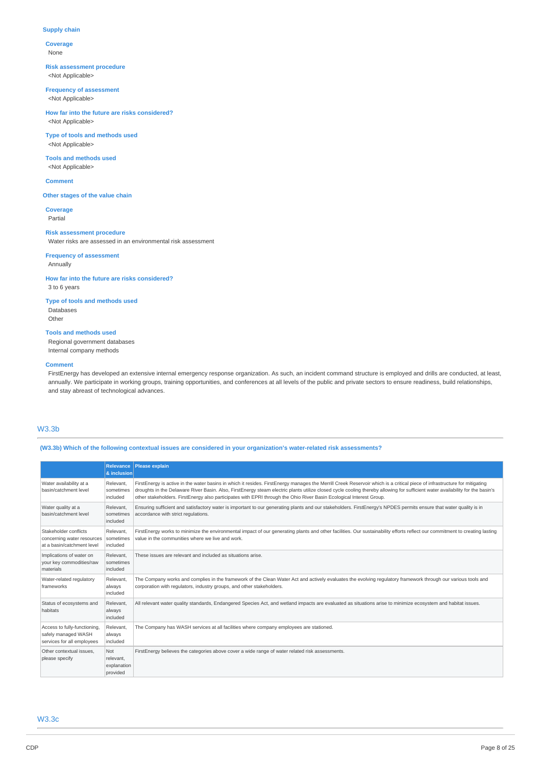**Supply chain**

**Coverage**
None

**Risk assessment procedure**
<Not Applicable>

**Frequency of assessment**
<Not Applicable>

**How far into the future are risks considered?**
<Not Applicable>

**Type of tools and methods used**
<Not Applicable>

**Tools and methods used**
<Not Applicable>

**Comment**

**Other stages of the value chain**

**Coverage**
Partial

**Risk assessment procedure**
Water risks are assessed in an environmental risk assessment

**Frequency of assessment**
Annually

**How far into the future are risks considered?**
3 to 6 years

**Type of tools and methods used**
Databases
Other

**Tools and methods used**
Regional government databases
Internal company methods

**Comment**
FirstEnergy has developed an extensive internal emergency response organization. As such, an incident command structure is employed and drills are conducted, at least, annually. We participate in working groups, training opportunities, and conferences at all levels of the public and private sectors to ensure readiness, build relationships, and stay abreast of technological advances.

## W3.3b

**(W3.3b) Which of the following contextual issues are considered in your organization's water-related risk assessments?**

| | Relevance & inclusion | Please explain |
|---|---|---|
| Water availability at a basin/catchment level | Relevant, sometimes included | FirstEnergy is active in the water basins in which it resides. FirstEnergy manages the Merrill Creek Reservoir which is a critical piece of infrastructure for mitigating droughts in the Delaware River Basin. Also, FirstEnergy steam electric plants utilize closed cycle cooling thereby allowing for sufficient water availability for the basin's other stakeholders. FirstEnergy also participates with EPRI through the Ohio River Basin Ecological Interest Group. |
| Water quality at a basin/catchment level | Relevant, sometimes included | Ensuring sufficient and satisfactory water is important to our generating plants and our stakeholders. FirstEnergy's NPDES permits ensure that water quality is in accordance with strict regulations. |
| Stakeholder conflicts concerning water resources at a basin/catchment level | Relevant, sometimes included | FirstEnergy works to minimize the environmental impact of our generating plants and other facilities. Our sustainability efforts reflect our commitment to creating lasting value in the communities where we live and work. |
| Implications of water on your key commodities/raw materials | Relevant, sometimes included | These issues are relevant and included as situations arise. |
| Water-related regulatory frameworks | Relevant, always included | The Company works and complies in the framework of the Clean Water Act and actively evaluates the evolving regulatory framework through our various tools and corporation with regulators, industry groups, and other stakeholders. |
| Status of ecosystems and habitats | Relevant, always included | All relevant water quality standards, Endangered Species Act, and wetland impacts are evaluated as situations arise to minimize ecosystem and habitat issues. |
| Access to fully-functioning, safely managed WASH services for all employees | Relevant, always included | The Company has WASH services at all facilities where company employees are stationed. |
| Other contextual issues, please specify | Not relevant, explanation provided | FirstEnergy believes the categories above cover a wide range of water related risk assessments. |

## W3.3c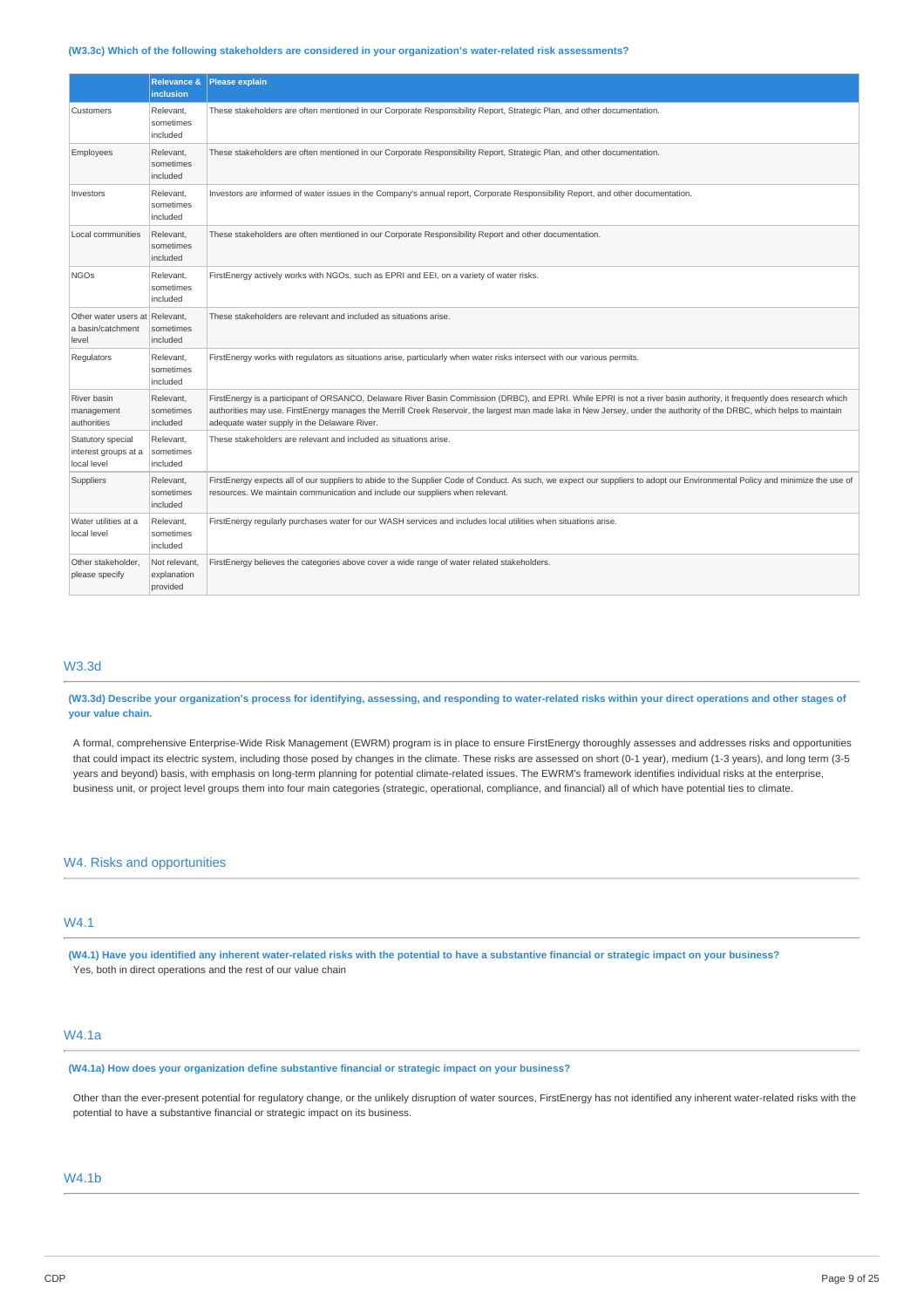**(W3.3c) Which of the following stakeholders are considered in your organization's water-related risk assessments?**

| | Relevance & inclusion | Please explain |
| --- | --- | --- |
| Customers | Relevant, sometimes included | These stakeholders are often mentioned in our Corporate Responsibility Report, Strategic Plan, and other documentation. |
| Employees | Relevant, sometimes included | These stakeholders are often mentioned in our Corporate Responsibility Report, Strategic Plan, and other documentation. |
| Investors | Relevant, sometimes included | Investors are informed of water issues in the Company's annual report, Corporate Responsibility Report, and other documentation. |
| Local communities | Relevant, sometimes included | These stakeholders are often mentioned in our Corporate Responsibility Report and other documentation. |
| NGOs | Relevant, sometimes included | FirstEnergy actively works with NGOs, such as EPRI and EEI, on a variety of water risks. |
| Other water users at a basin/catchment level | Relevant, sometimes included | These stakeholders are relevant and included as situations arise. |
| Regulators | Relevant, sometimes included | FirstEnergy works with regulators as situations arise, particularly when water risks intersect with our various permits. |
| River basin management authorities | Relevant, sometimes included | FirstEnergy is a participant of ORSANCO, Delaware River Basin Commission (DRBC), and EPRI. While EPRI is not a river basin authority, it frequently does research which authorities may use. FirstEnergy manages the Merrill Creek Reservoir, the largest man made lake in New Jersey, under the authority of the DRBC, which helps to maintain adequate water supply in the Delaware River. |
| Statutory special interest groups at a local level | Relevant, sometimes included | These stakeholders are relevant and included as situations arise. |
| Suppliers | Relevant, sometimes included | FirstEnergy expects all of our suppliers to abide to the Supplier Code of Conduct. As such, we expect our suppliers to adopt our Environmental Policy and minimize the use of resources. We maintain communication and include our suppliers when relevant. |
| Water utilities at a local level | Relevant, sometimes included | FirstEnergy regularly purchases water for our WASH services and includes local utilities when situations arise. |
| Other stakeholder, please specify | Not relevant, explanation provided | FirstEnergy believes the categories above cover a wide range of water related stakeholders. |

## W3.3d

**(W3.3d) Describe your organization's process for identifying, assessing, and responding to water-related risks within your direct operations and other stages of your value chain.**

A formal, comprehensive Enterprise-Wide Risk Management (EWRM) program is in place to ensure FirstEnergy thoroughly assesses and addresses risks and opportunities that could impact its electric system, including those posed by changes in the climate. These risks are assessed on short (0-1 year), medium (1-3 years), and long term (3-5 years and beyond) basis, with emphasis on long-term planning for potential climate-related issues. The EWRM's framework identifies individual risks at the enterprise, business unit, or project level groups them into four main categories (strategic, operational, compliance, and financial) all of which have potential ties to climate.

# W4. Risks and opportunities

## W4.1

**(W4.1) Have you identified any inherent water-related risks with the potential to have a substantive financial or strategic impact on your business?**

Yes, both in direct operations and the rest of our value chain

## W4.1a

**(W4.1a) How does your organization define substantive financial or strategic impact on your business?**

Other than the ever-present potential for regulatory change, or the unlikely disruption of water sources, FirstEnergy has not identified any inherent water-related risks with the potential to have a substantive financial or strategic impact on its business.

## W4.1b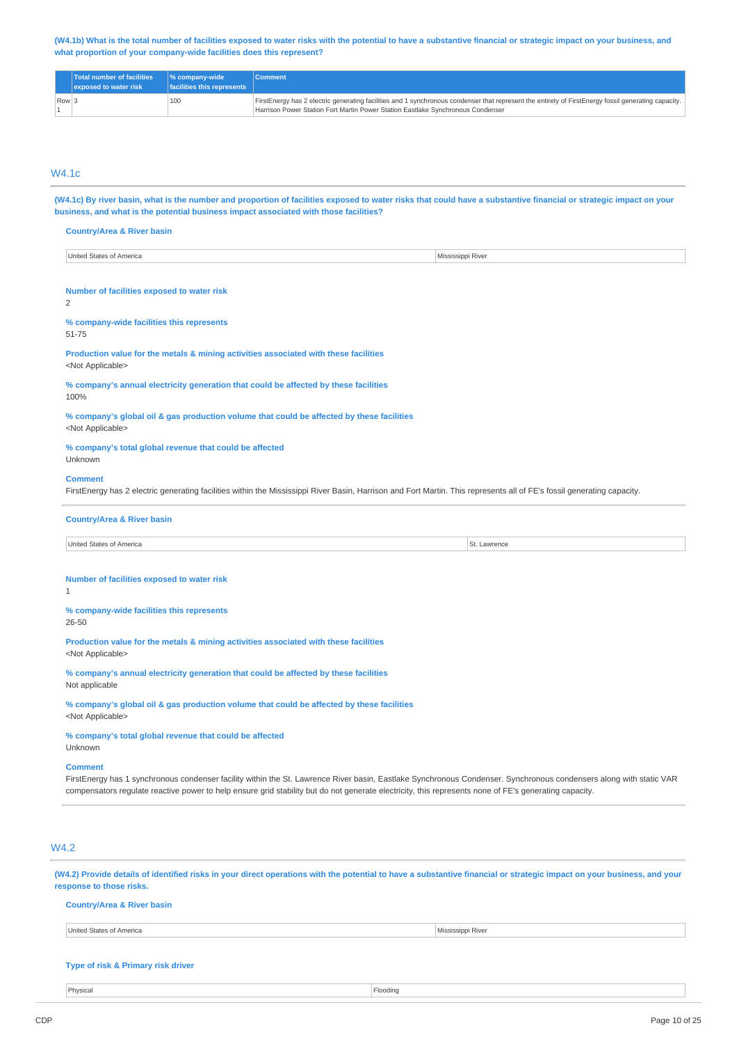**(W4.1b) What is the total number of facilities exposed to water risks with the potential to have a substantive financial or strategic impact on your business, and what proportion of your company-wide facilities does this represent?**

| | Total number of facilities exposed to water risk | % company-wide facilities this represents | Comment |
|---|---|---|---|
| Row 1 | 3 | 100 | FirstEnergy has 2 electric generating facilities and 1 synchronous condenser that represent the entirety of FirstEnergy fossil generating capacity. Harrison Power Station Fort Martin Power Station Eastlake Synchronous Condenser |

## W4.1c

**(W4.1c) By river basin, what is the number and proportion of facilities exposed to water risks that could have a substantive financial or strategic impact on your business, and what is the potential business impact associated with those facilities?**

**Country/Area & River basin**

| United States of America | Mississippi River |
|---|---|

**Number of facilities exposed to water risk**

2

**% company-wide facilities this represents**

51-75

**Production value for the metals & mining activities associated with these facilities**

<Not Applicable>

**% company's annual electricity generation that could be affected by these facilities**

100%

**% company's global oil & gas production volume that could be affected by these facilities**

<Not Applicable>

**% company's total global revenue that could be affected**

Unknown

**Comment**

FirstEnergy has 2 electric generating facilities within the Mississippi River Basin, Harrison and Fort Martin. This represents all of FE's fossil generating capacity.

**Country/Area & River basin**

| United States of America | St. Lawrence |
|---|---|

**Number of facilities exposed to water risk**

1

**% company-wide facilities this represents**

26-50

**Production value for the metals & mining activities associated with these facilities**

<Not Applicable>

**% company's annual electricity generation that could be affected by these facilities**

Not applicable

**% company's global oil & gas production volume that could be affected by these facilities**

<Not Applicable>

**% company's total global revenue that could be affected**

Unknown

**Comment**

FirstEnergy has 1 synchronous condenser facility within the St. Lawrence River basin, Eastlake Synchronous Condenser. Synchronous condensers along with static VAR compensators regulate reactive power to help ensure grid stability but do not generate electricity, this represents none of FE's generating capacity.

## W4.2

**(W4.2) Provide details of identified risks in your direct operations with the potential to have a substantive financial or strategic impact on your business, and your response to those risks.**

**Country/Area & River basin**

| United States of America | Mississippi River |
|---|---|

**Type of risk & Primary risk driver**

| Physical | Flooding |
|---|---|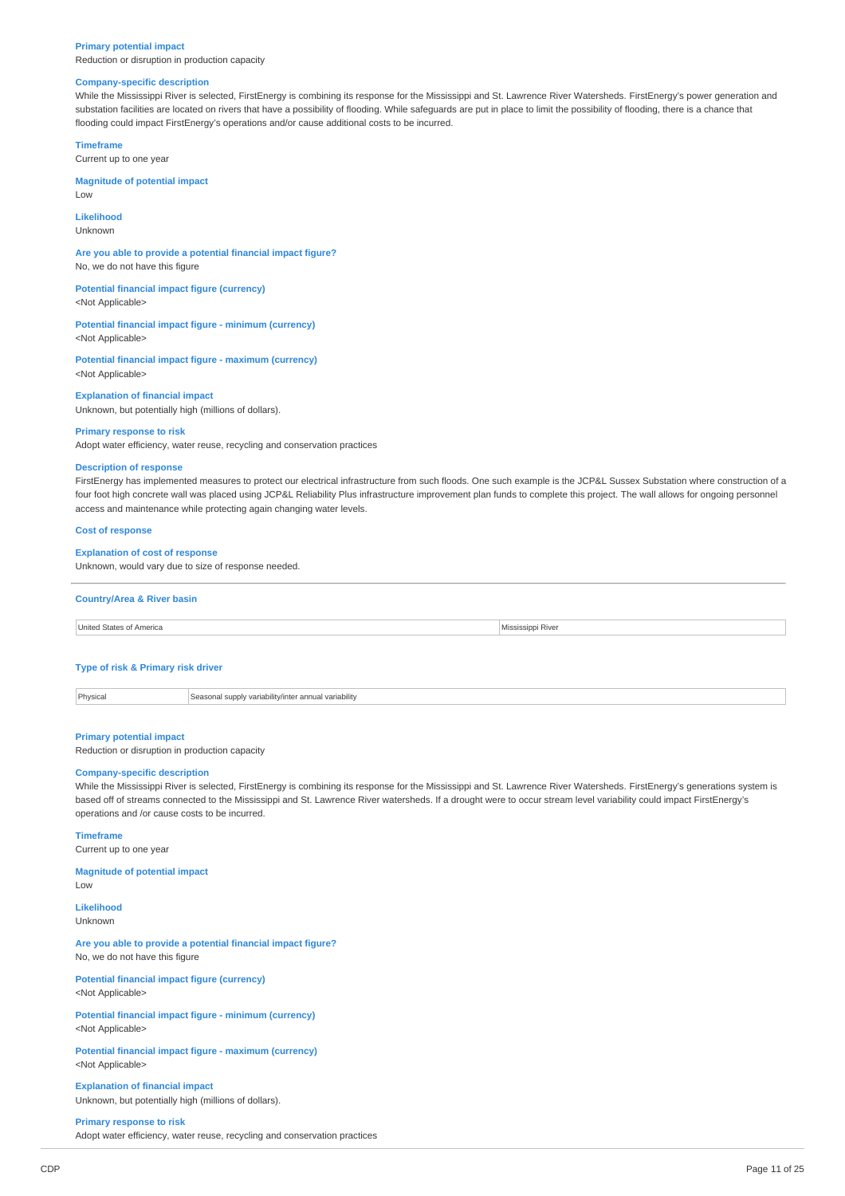**Primary potential impact**
Reduction or disruption in production capacity

**Company-specific description**
While the Mississippi River is selected, FirstEnergy is combining its response for the Mississippi and St. Lawrence River Watersheds. FirstEnergy's power generation and substation facilities are located on rivers that have a possibility of flooding. While safeguards are put in place to limit the possibility of flooding, there is a chance that flooding could impact FirstEnergy's operations and/or cause additional costs to be incurred.

**Timeframe**
Current up to one year

**Magnitude of potential impact**
Low

**Likelihood**
Unknown

**Are you able to provide a potential financial impact figure?**
No, we do not have this figure

**Potential financial impact figure (currency)**
<Not Applicable>

**Potential financial impact figure - minimum (currency)**
<Not Applicable>

**Potential financial impact figure - maximum (currency)**
<Not Applicable>

**Explanation of financial impact**
Unknown, but potentially high (millions of dollars).

**Primary response to risk**
Adopt water efficiency, water reuse, recycling and conservation practices

**Description of response**
FirstEnergy has implemented measures to protect our electrical infrastructure from such floods. One such example is the JCP&L Sussex Substation where construction of a four foot high concrete wall was placed using JCP&L Reliability Plus infrastructure improvement plan funds to complete this project. The wall allows for ongoing personnel access and maintenance while protecting again changing water levels.

**Cost of response**

**Explanation of cost of response**
Unknown, would vary due to size of response needed.

---

**Country/Area & River basin**

| United States of America | Mississippi River |
|---|---|

**Type of risk & Primary risk driver**

| Physical | Seasonal supply variability/inter annual variability |
|---|---|

**Primary potential impact**
Reduction or disruption in production capacity

**Company-specific description**
While the Mississippi River is selected, FirstEnergy is combining its response for the Mississippi and St. Lawrence River Watersheds. FirstEnergy's generations system is based off of streams connected to the Mississippi and St. Lawrence River watersheds. If a drought were to occur stream level variability could impact FirstEnergy's operations and /or cause costs to be incurred.

**Timeframe**
Current up to one year

**Magnitude of potential impact**
Low

**Likelihood**
Unknown

**Are you able to provide a potential financial impact figure?**
No, we do not have this figure

**Potential financial impact figure (currency)**
<Not Applicable>

**Potential financial impact figure - minimum (currency)**
<Not Applicable>

**Potential financial impact figure - maximum (currency)**
<Not Applicable>

**Explanation of financial impact**
Unknown, but potentially high (millions of dollars).

**Primary response to risk**
Adopt water efficiency, water reuse, recycling and conservation practices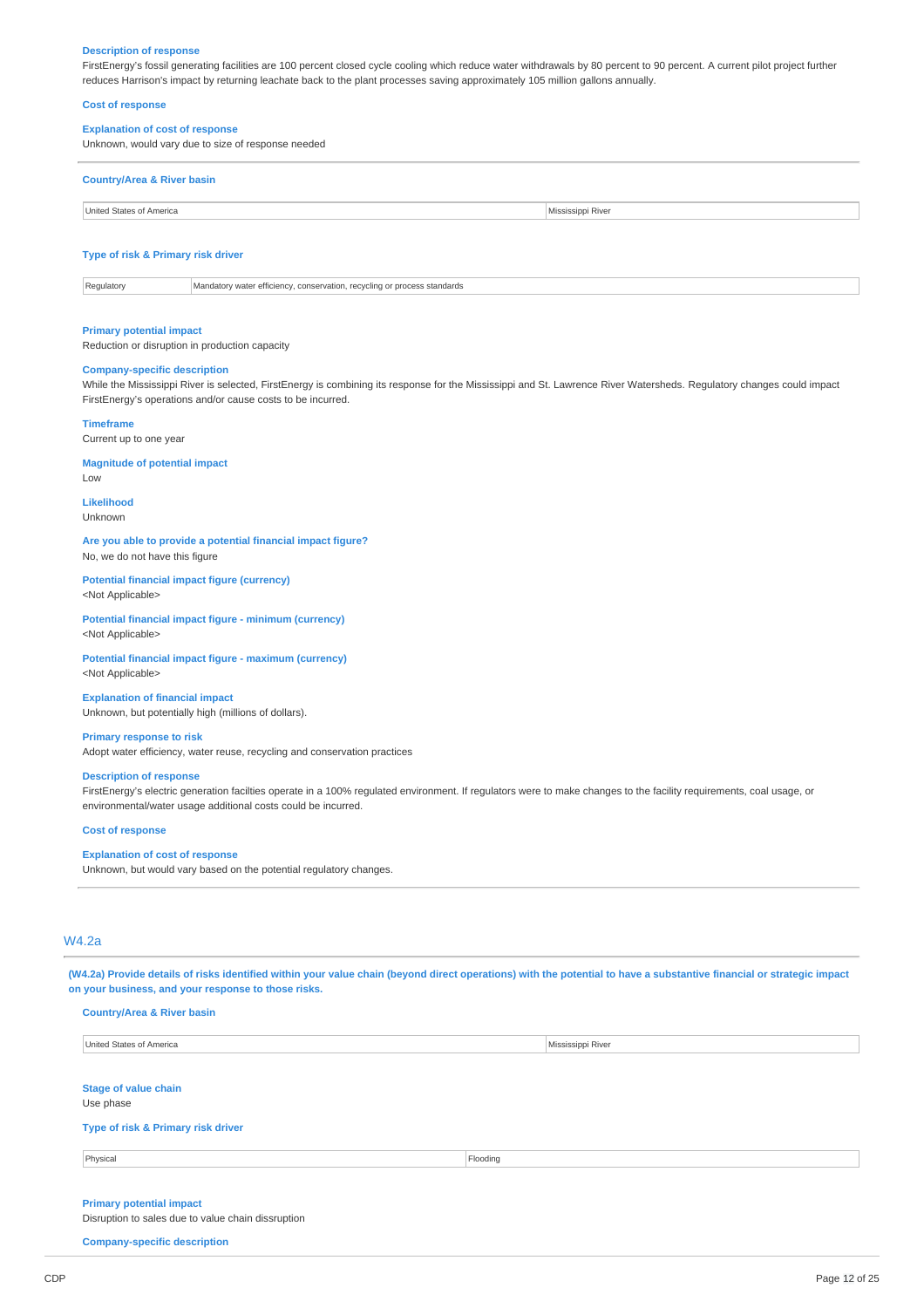**Description of response**

FirstEnergy's fossil generating facilities are 100 percent closed cycle cooling which reduce water withdrawals by 80 percent to 90 percent. A current pilot project further reduces Harrison's impact by returning leachate back to the plant processes saving approximately 105 million gallons annually.

**Cost of response**

**Explanation of cost of response**

Unknown, would vary due to size of response needed

---

**Country/Area & River basin**

| United States of America | Mississippi River |
|---|---|

**Type of risk & Primary risk driver**

| Regulatory | Mandatory water efficiency, conservation, recycling or process standards |
|---|---|

**Primary potential impact**

Reduction or disruption in production capacity

**Company-specific description**

While the Mississippi River is selected, FirstEnergy is combining its response for the Mississippi and St. Lawrence River Watersheds. Regulatory changes could impact FirstEnergy's operations and/or cause costs to be incurred.

**Timeframe**

Current up to one year

**Magnitude of potential impact**

Low

**Likelihood**

Unknown

**Are you able to provide a potential financial impact figure?**

No, we do not have this figure

**Potential financial impact figure (currency)**

<Not Applicable>

**Potential financial impact figure - minimum (currency)**

<Not Applicable>

**Potential financial impact figure - maximum (currency)**

<Not Applicable>

**Explanation of financial impact**

Unknown, but potentially high (millions of dollars).

**Primary response to risk**

Adopt water efficiency, water reuse, recycling and conservation practices

**Description of response**

FirstEnergy's electric generation facilties operate in a 100% regulated environment. If regulators were to make changes to the facility requirements, coal usage, or environmental/water usage additional costs could be incurred.

**Cost of response**

**Explanation of cost of response**

Unknown, but would vary based on the potential regulatory changes.

---

## W4.2a

**(W4.2a) Provide details of risks identified within your value chain (beyond direct operations) with the potential to have a substantive financial or strategic impact on your business, and your response to those risks.**

**Country/Area & River basin**

| United States of America | Mississippi River |
|---|---|

**Stage of value chain**

Use phase

**Type of risk & Primary risk driver**

| Physical | Flooding |
|---|---|

**Primary potential impact**

Disruption to sales due to value chain dissruption

**Company-specific description**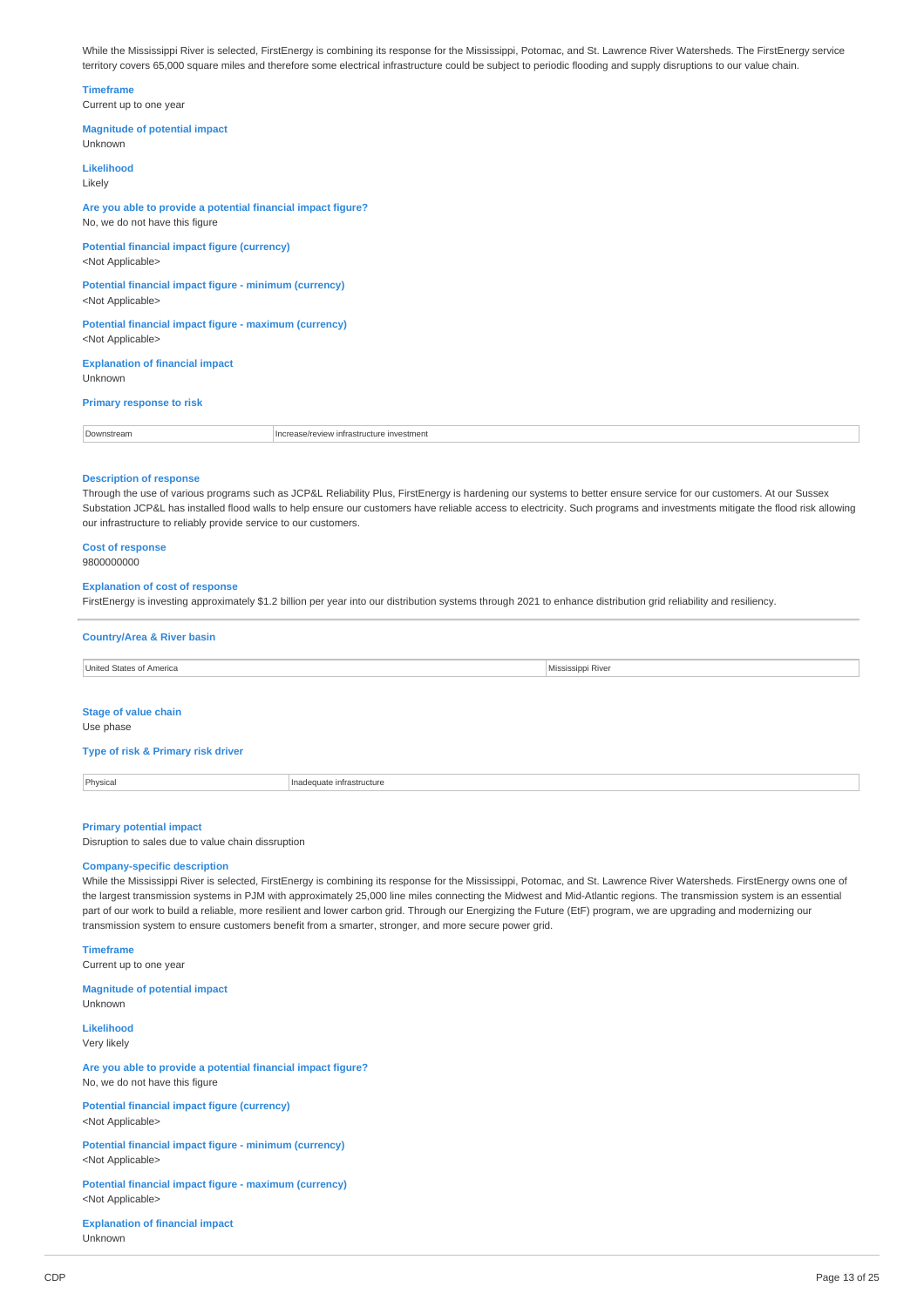While the Mississippi River is selected, FirstEnergy is combining its response for the Mississippi, Potomac, and St. Lawrence River Watersheds. The FirstEnergy service territory covers 65,000 square miles and therefore some electrical infrastructure could be subject to periodic flooding and supply disruptions to our value chain.

**Timeframe**
Current up to one year

**Magnitude of potential impact**
Unknown

**Likelihood**
Likely

**Are you able to provide a potential financial impact figure?**
No, we do not have this figure

**Potential financial impact figure (currency)**
<Not Applicable>

**Potential financial impact figure - minimum (currency)**
<Not Applicable>

**Potential financial impact figure - maximum (currency)**
<Not Applicable>

**Explanation of financial impact**
Unknown

**Primary response to risk**

| Downstream | Increase/review infrastructure investment |
|---|---|

**Description of response**
Through the use of various programs such as JCP&L Reliability Plus, FirstEnergy is hardening our systems to better ensure service for our customers. At our Sussex Substation JCP&L has installed flood walls to help ensure our customers have reliable access to electricity. Such programs and investments mitigate the flood risk allowing our infrastructure to reliably provide service to our customers.

**Cost of response**
9800000000

**Explanation of cost of response**
FirstEnergy is investing approximately $1.2 billion per year into our distribution systems through 2021 to enhance distribution grid reliability and resiliency.

---

**Country/Area & River basin**

| United States of America | Mississippi River |
|---|---|

**Stage of value chain**
Use phase

**Type of risk & Primary risk driver**

| Physical | Inadequate infrastructure |
|---|---|

**Primary potential impact**
Disruption to sales due to value chain dissruption

**Company-specific description**
While the Mississippi River is selected, FirstEnergy is combining its response for the Mississippi, Potomac, and St. Lawrence River Watersheds. FirstEnergy owns one of the largest transmission systems in PJM with approximately 25,000 line miles connecting the Midwest and Mid-Atlantic regions. The transmission system is an essential part of our work to build a reliable, more resilient and lower carbon grid. Through our Energizing the Future (EtF) program, we are upgrading and modernizing our transmission system to ensure customers benefit from a smarter, stronger, and more secure power grid.

**Timeframe**
Current up to one year

**Magnitude of potential impact**
Unknown

**Likelihood**
Very likely

**Are you able to provide a potential financial impact figure?**
No, we do not have this figure

**Potential financial impact figure (currency)**
<Not Applicable>

**Potential financial impact figure - minimum (currency)**
<Not Applicable>

**Potential financial impact figure - maximum (currency)**
<Not Applicable>

**Explanation of financial impact**
Unknown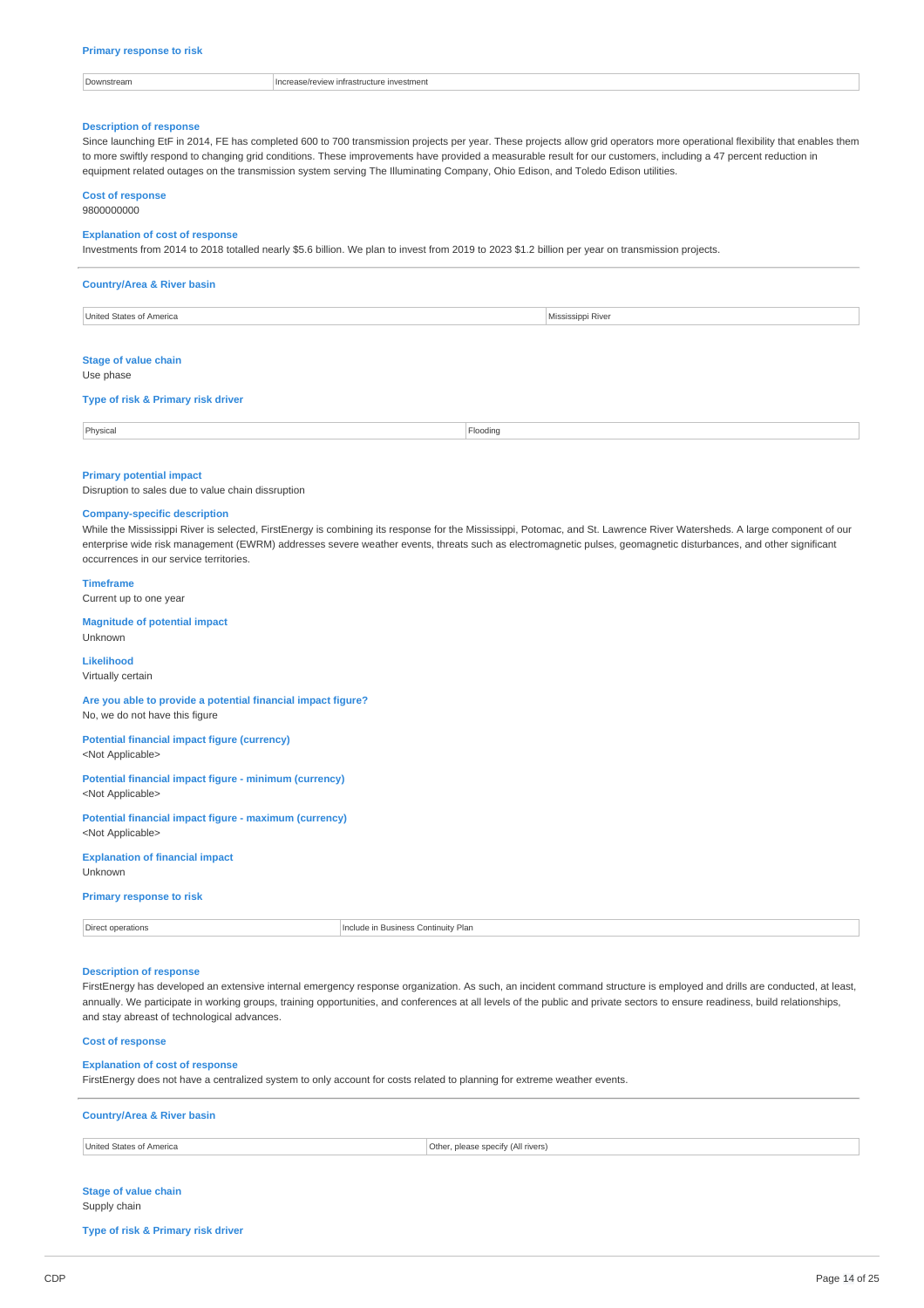**Primary response to risk**

| Downstream | Increase/review infrastructure investment |
|---|---|

**Description of response**

Since launching EtF in 2014, FE has completed 600 to 700 transmission projects per year. These projects allow grid operators more operational flexibility that enables them to more swiftly respond to changing grid conditions. These improvements have provided a measurable result for our customers, including a 47 percent reduction in equipment related outages on the transmission system serving The Illuminating Company, Ohio Edison, and Toledo Edison utilities.

**Cost of response**

9800000000

**Explanation of cost of response**

Investments from 2014 to 2018 totalled nearly $5.6 billion. We plan to invest from 2019 to 2023 $1.2 billion per year on transmission projects.

---

**Country/Area & River basin**

| United States of America | Mississippi River |
|---|---|

**Stage of value chain**

Use phase

**Type of risk & Primary risk driver**

| Physical | Flooding |
|---|---|

**Primary potential impact**

Disruption to sales due to value chain dissruption

**Company-specific description**

While the Mississippi River is selected, FirstEnergy is combining its response for the Mississippi, Potomac, and St. Lawrence River Watersheds. A large component of our enterprise wide risk management (EWRM) addresses severe weather events, threats such as electromagnetic pulses, geomagnetic disturbances, and other significant occurrences in our service territories.

**Timeframe**

Current up to one year

**Magnitude of potential impact**

Unknown

**Likelihood**

Virtually certain

**Are you able to provide a potential financial impact figure?**

No, we do not have this figure

**Potential financial impact figure (currency)**

<Not Applicable>

**Potential financial impact figure - minimum (currency)**

<Not Applicable>

**Potential financial impact figure - maximum (currency)**

<Not Applicable>

**Explanation of financial impact**

Unknown

**Primary response to risk**

| Direct operations | Include in Business Continuity Plan |
|---|---|

**Description of response**

FirstEnergy has developed an extensive internal emergency response organization. As such, an incident command structure is employed and drills are conducted, at least, annually. We participate in working groups, training opportunities, and conferences at all levels of the public and private sectors to ensure readiness, build relationships, and stay abreast of technological advances.

**Cost of response**

**Explanation of cost of response**

FirstEnergy does not have a centralized system to only account for costs related to planning for extreme weather events.

---

**Country/Area & River basin**

| United States of America | Other, please specify (All rivers) |
|---|---|

**Stage of value chain**

Supply chain

**Type of risk & Primary risk driver**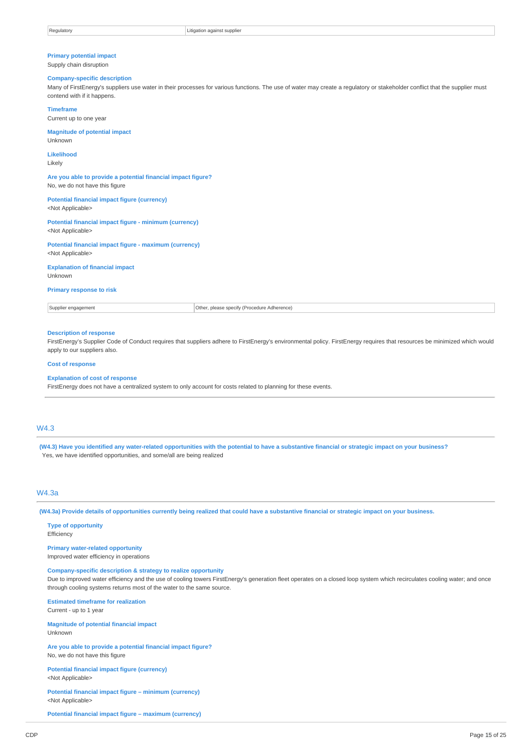| Regulatory | Litigation against supplier |
|---|---|

**Primary potential impact**
Supply chain disruption

**Company-specific description**
Many of FirstEnergy's suppliers use water in their processes for various functions. The use of water may create a regulatory or stakeholder conflict that the supplier must contend with if it happens.

**Timeframe**
Current up to one year

**Magnitude of potential impact**
Unknown

**Likelihood**
Likely

**Are you able to provide a potential financial impact figure?**
No, we do not have this figure

**Potential financial impact figure (currency)**
<Not Applicable>

**Potential financial impact figure - minimum (currency)**
<Not Applicable>

**Potential financial impact figure - maximum (currency)**
<Not Applicable>

**Explanation of financial impact**
Unknown

**Primary response to risk**

| Supplier engagement | Other, please specify (Procedure Adherence) |
|---|---|

**Description of response**
FirstEnergy's Supplier Code of Conduct requires that suppliers adhere to FirstEnergy's environmental policy. FirstEnergy requires that resources be minimized which would apply to our suppliers also.

**Cost of response**

**Explanation of cost of response**
FirstEnergy does not have a centralized system to only account for costs related to planning for these events.

## W4.3

**(W4.3) Have you identified any water-related opportunities with the potential to have a substantive financial or strategic impact on your business?**
Yes, we have identified opportunities, and some/all are being realized

## W4.3a

**(W4.3a) Provide details of opportunities currently being realized that could have a substantive financial or strategic impact on your business.**

**Type of opportunity**
Efficiency

**Primary water-related opportunity**
Improved water efficiency in operations

**Company-specific description & strategy to realize opportunity**
Due to improved water efficiency and the use of cooling towers FirstEnergy's generation fleet operates on a closed loop system which recirculates cooling water; and once through cooling systems returns most of the water to the same source.

**Estimated timeframe for realization**
Current - up to 1 year

**Magnitude of potential financial impact**
Unknown

**Are you able to provide a potential financial impact figure?**
No, we do not have this figure

**Potential financial impact figure (currency)**
<Not Applicable>

**Potential financial impact figure – minimum (currency)**
<Not Applicable>

**Potential financial impact figure – maximum (currency)**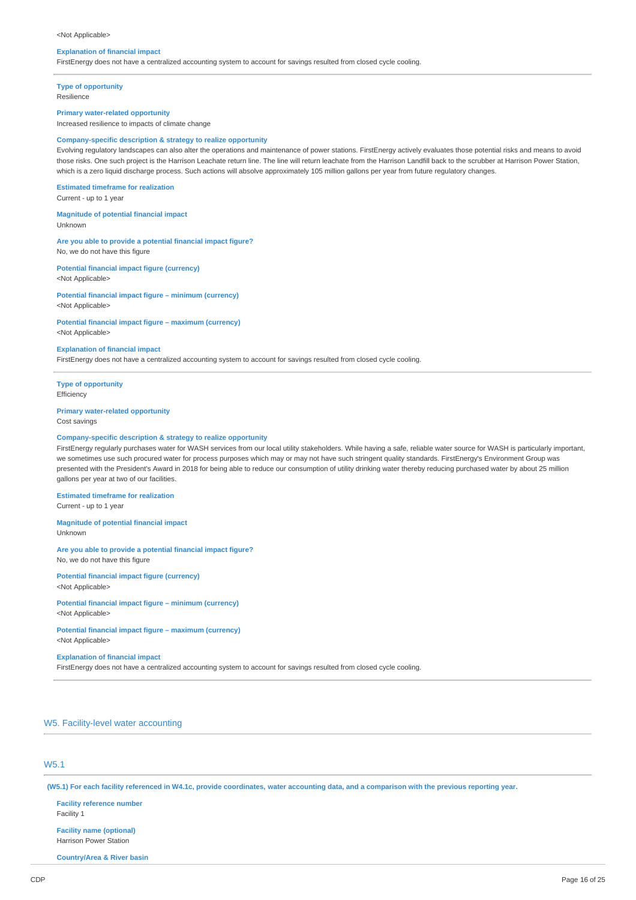<Not Applicable>

**Explanation of financial impact**
FirstEnergy does not have a centralized accounting system to account for savings resulted from closed cycle cooling.

---

**Type of opportunity**
Resilience

**Primary water-related opportunity**
Increased resilience to impacts of climate change

**Company-specific description & strategy to realize opportunity**
Evolving regulatory landscapes can also alter the operations and maintenance of power stations. FirstEnergy actively evaluates those potential risks and means to avoid those risks. One such project is the Harrison Leachate return line. The line will return leachate from the Harrison Landfill back to the scrubber at Harrison Power Station, which is a zero liquid discharge process. Such actions will absolve approximately 105 million gallons per year from future regulatory changes.

**Estimated timeframe for realization**
Current - up to 1 year

**Magnitude of potential financial impact**
Unknown

**Are you able to provide a potential financial impact figure?**
No, we do not have this figure

**Potential financial impact figure (currency)**
<Not Applicable>

**Potential financial impact figure – minimum (currency)**
<Not Applicable>

**Potential financial impact figure – maximum (currency)**
<Not Applicable>

**Explanation of financial impact**
FirstEnergy does not have a centralized accounting system to account for savings resulted from closed cycle cooling.

---

**Type of opportunity**
Efficiency

**Primary water-related opportunity**
Cost savings

**Company-specific description & strategy to realize opportunity**
FirstEnergy regularly purchases water for WASH services from our local utility stakeholders. While having a safe, reliable water source for WASH is particularly important, we sometimes use such procured water for process purposes which may or may not have such stringent quality standards. FirstEnergy's Environment Group was presented with the President's Award in 2018 for being able to reduce our consumption of utility drinking water thereby reducing purchased water by about 25 million gallons per year at two of our facilities.

**Estimated timeframe for realization**
Current - up to 1 year

**Magnitude of potential financial impact**
Unknown

**Are you able to provide a potential financial impact figure?**
No, we do not have this figure

**Potential financial impact figure (currency)**
<Not Applicable>

**Potential financial impact figure – minimum (currency)**
<Not Applicable>

**Potential financial impact figure – maximum (currency)**
<Not Applicable>

**Explanation of financial impact**
FirstEnergy does not have a centralized accounting system to account for savings resulted from closed cycle cooling.

---

## W5. Facility-level water accounting

### W5.1

**(W5.1) For each facility referenced in W4.1c, provide coordinates, water accounting data, and a comparison with the previous reporting year.**

**Facility reference number**
Facility 1

**Facility name (optional)**
Harrison Power Station

**Country/Area & River basin**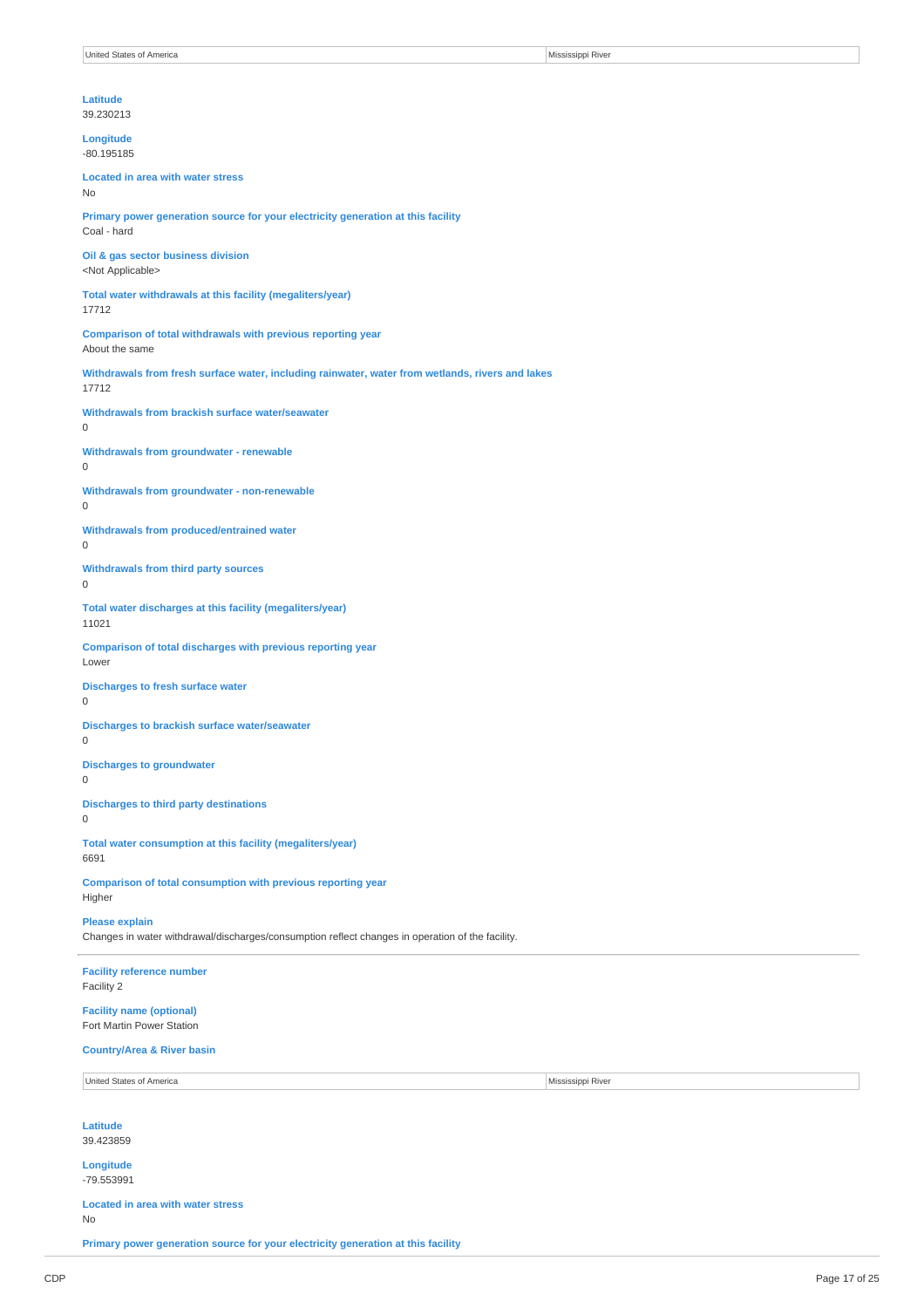| United States of America | Mississippi River |
|---|---|

**Latitude**
39.230213

**Longitude**
-80.195185

**Located in area with water stress**
No

**Primary power generation source for your electricity generation at this facility**
Coal - hard

**Oil & gas sector business division**
<Not Applicable>

**Total water withdrawals at this facility (megaliters/year)**
17712

**Comparison of total withdrawals with previous reporting year**
About the same

**Withdrawals from fresh surface water, including rainwater, water from wetlands, rivers and lakes**
17712

**Withdrawals from brackish surface water/seawater**
0

**Withdrawals from groundwater - renewable**
0

**Withdrawals from groundwater - non-renewable**
0

**Withdrawals from produced/entrained water**
0

**Withdrawals from third party sources**
0

**Total water discharges at this facility (megaliters/year)**
11021

**Comparison of total discharges with previous reporting year**
Lower

**Discharges to fresh surface water**
0

**Discharges to brackish surface water/seawater**
0

**Discharges to groundwater**
0

**Discharges to third party destinations**
0

**Total water consumption at this facility (megaliters/year)**
6691

**Comparison of total consumption with previous reporting year**
Higher

**Please explain**
Changes in water withdrawal/discharges/consumption reflect changes in operation of the facility.

---

**Facility reference number**
Facility 2

**Facility name (optional)**
Fort Martin Power Station

**Country/Area & River basin**

| United States of America | Mississippi River |
|---|---|

**Latitude**
39.423859

**Longitude**
-79.553991

**Located in area with water stress**
No

**Primary power generation source for your electricity generation at this facility**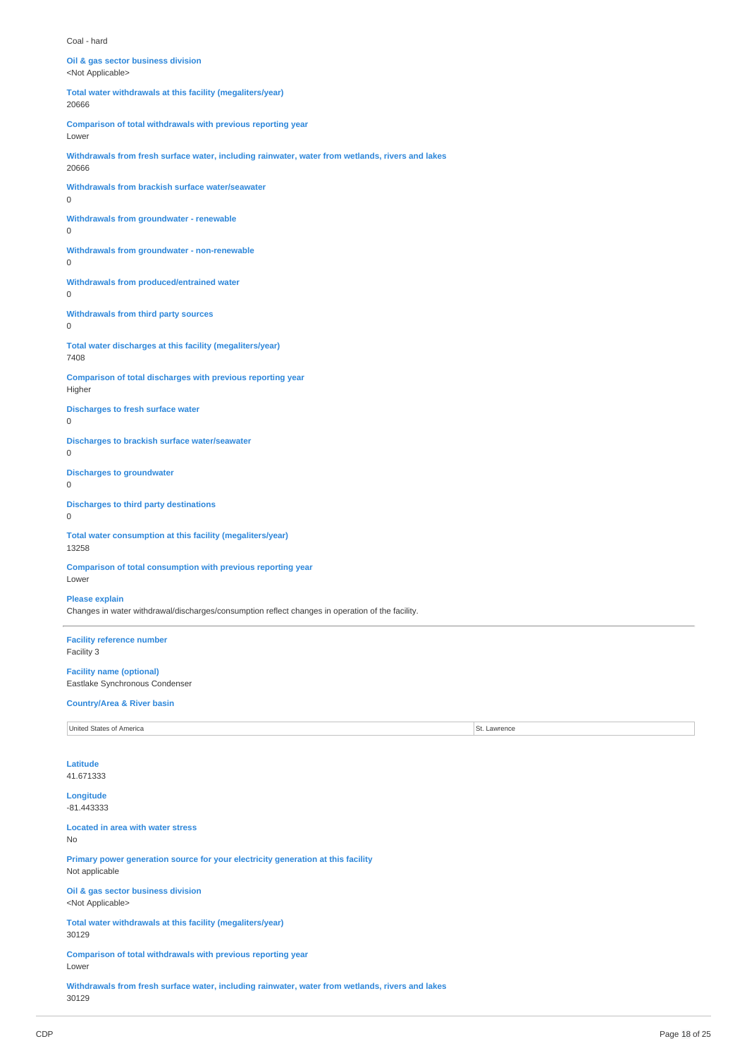Coal - hard

**Oil & gas sector business division**
<Not Applicable>

**Total water withdrawals at this facility (megaliters/year)**
20666

**Comparison of total withdrawals with previous reporting year**
Lower

**Withdrawals from fresh surface water, including rainwater, water from wetlands, rivers and lakes**
20666

**Withdrawals from brackish surface water/seawater**
0

**Withdrawals from groundwater - renewable**
0

**Withdrawals from groundwater - non-renewable**
0

**Withdrawals from produced/entrained water**
0

**Withdrawals from third party sources**
0

**Total water discharges at this facility (megaliters/year)**
7408

**Comparison of total discharges with previous reporting year**
Higher

**Discharges to fresh surface water**
0

**Discharges to brackish surface water/seawater**
0

**Discharges to groundwater**
0

**Discharges to third party destinations**
0

**Total water consumption at this facility (megaliters/year)**
13258

**Comparison of total consumption with previous reporting year**
Lower

**Please explain**
Changes in water withdrawal/discharges/consumption reflect changes in operation of the facility.

---

**Facility reference number**
Facility 3

**Facility name (optional)**
Eastlake Synchronous Condenser

**Country/Area & River basin**

| | |
|---|---|
| United States of America | St. Lawrence |

**Latitude**
41.671333

**Longitude**
-81.443333

**Located in area with water stress**
No

**Primary power generation source for your electricity generation at this facility**
Not applicable

**Oil & gas sector business division**
<Not Applicable>

**Total water withdrawals at this facility (megaliters/year)**
30129

**Comparison of total withdrawals with previous reporting year**
Lower

**Withdrawals from fresh surface water, including rainwater, water from wetlands, rivers and lakes**
30129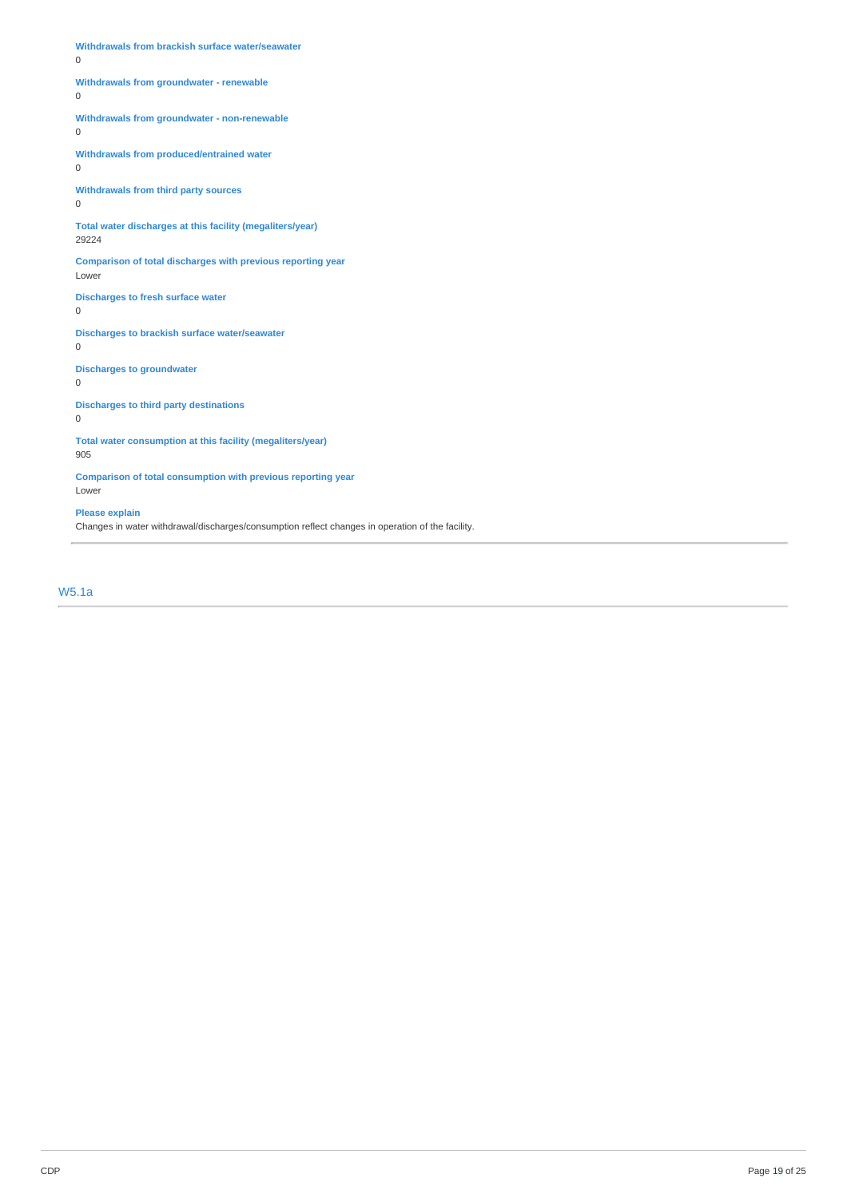**Withdrawals from brackish surface water/seawater**
0

**Withdrawals from groundwater - renewable**
0

**Withdrawals from groundwater - non-renewable**
0

**Withdrawals from produced/entrained water**
0

**Withdrawals from third party sources**
0

**Total water discharges at this facility (megaliters/year)**
29224

**Comparison of total discharges with previous reporting year**
Lower

**Discharges to fresh surface water**
0

**Discharges to brackish surface water/seawater**
0

**Discharges to groundwater**
0

**Discharges to third party destinations**
0

**Total water consumption at this facility (megaliters/year)**
905

**Comparison of total consumption with previous reporting year**
Lower

**Please explain**
Changes in water withdrawal/discharges/consumption reflect changes in operation of the facility.

## W5.1a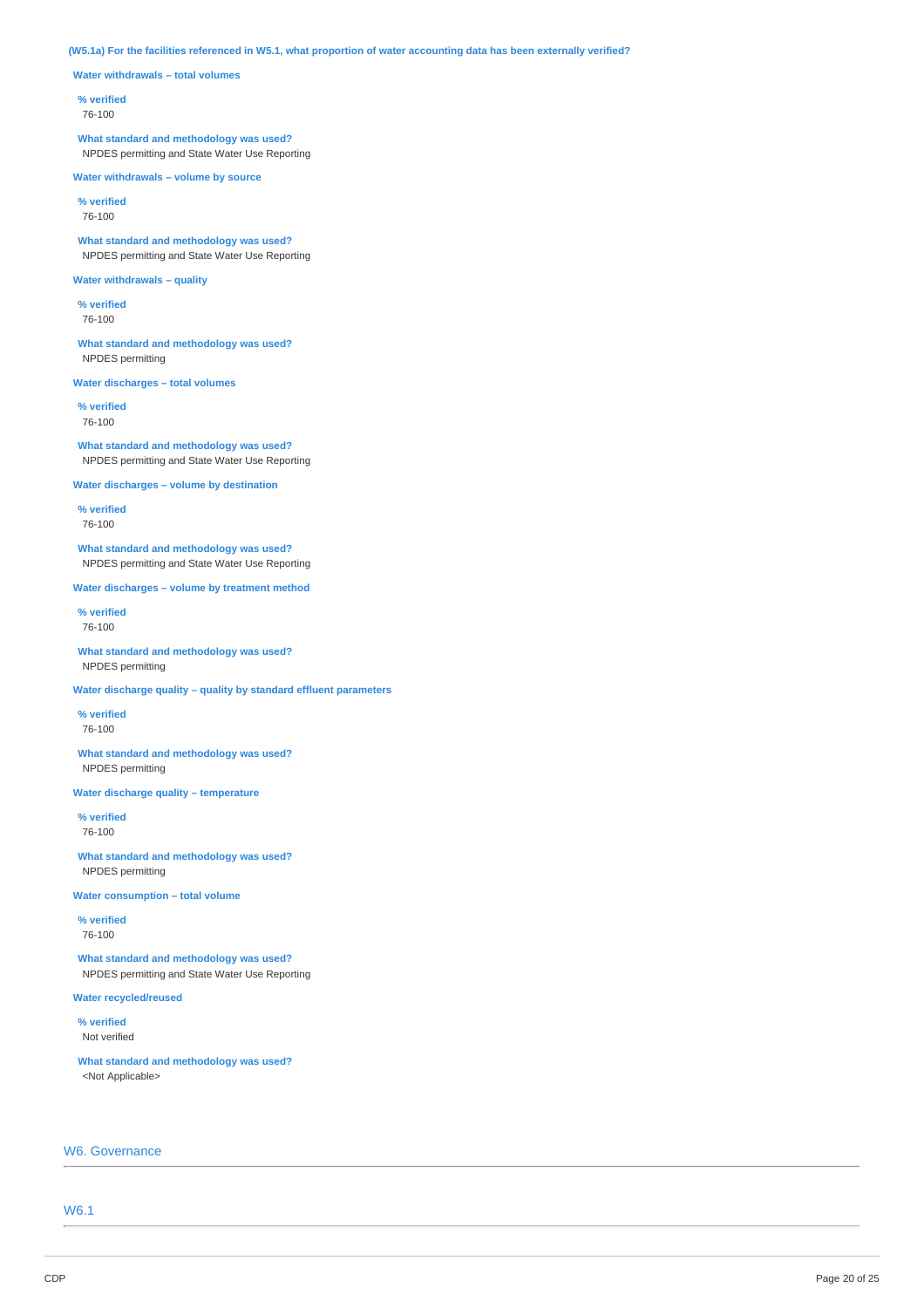**(W5.1a) For the facilities referenced in W5.1, what proportion of water accounting data has been externally verified?**

**Water withdrawals – total volumes**

**% verified**
76-100

**What standard and methodology was used?**
NPDES permitting and State Water Use Reporting

**Water withdrawals – volume by source**

**% verified**
76-100

**What standard and methodology was used?**
NPDES permitting and State Water Use Reporting

**Water withdrawals – quality**

**% verified**
76-100

**What standard and methodology was used?**
NPDES permitting

**Water discharges – total volumes**

**% verified**
76-100

**What standard and methodology was used?**
NPDES permitting and State Water Use Reporting

**Water discharges – volume by destination**

**% verified**
76-100

**What standard and methodology was used?**
NPDES permitting and State Water Use Reporting

**Water discharges – volume by treatment method**

**% verified**
76-100

**What standard and methodology was used?**
NPDES permitting

**Water discharge quality – quality by standard effluent parameters**

**% verified**
76-100

**What standard and methodology was used?**
NPDES permitting

**Water discharge quality – temperature**

**% verified**
76-100

**What standard and methodology was used?**
NPDES permitting

**Water consumption – total volume**

**% verified**
76-100

**What standard and methodology was used?**
NPDES permitting and State Water Use Reporting

**Water recycled/reused**

**% verified**
Not verified

**What standard and methodology was used?**
<Not Applicable>

## W6. Governance

### W6.1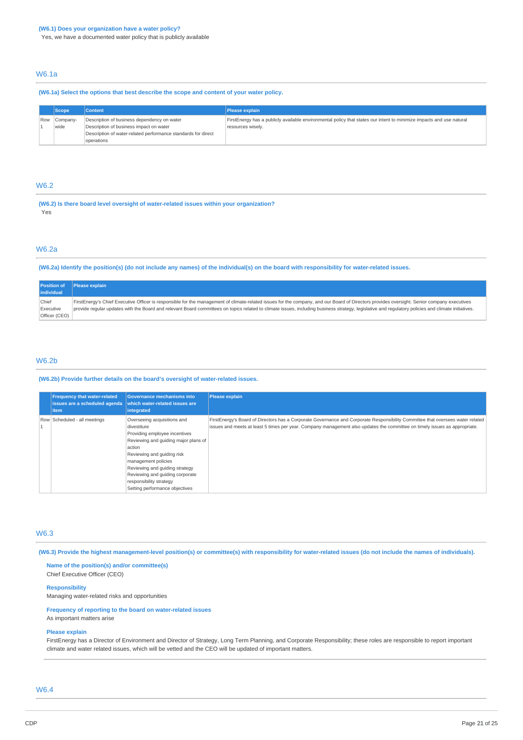**(W6.1) Does your organization have a water policy?**

Yes, we have a documented water policy that is publicly available

## W6.1a

**(W6.1a) Select the options that best describe the scope and content of your water policy.**

| | Scope | Content | Please explain |
|---|---|---|---|
| Row 1 | Company-wide | Description of business dependency on water<br>Description of business impact on water<br>Description of water-related performance standards for direct operations | FirstEnergy has a publicly available environmental policy that states our intent to minimize impacts and use natural resources wisely. |

## W6.2

**(W6.2) Is there board level oversight of water-related issues within your organization?**

Yes

## W6.2a

**(W6.2a) Identify the position(s) (do not include any names) of the individual(s) on the board with responsibility for water-related issues.**

| Position of individual | Please explain |
|---|---|
| Chief Executive Officer (CEO) | FirstEnergy's Chief Executive Officer is responsible for the management of climate-related issues for the company, and our Board of Directors provides oversight. Senior company executives provide regular updates with the Board and relevant Board committees on topics related to climate issues, including business strategy, legislative and regulatory policies and climate initiatives. |

## W6.2b

**(W6.2b) Provide further details on the board's oversight of water-related issues.**

| | Frequency that water-related issues are a scheduled agenda item | Governance mechanisms into which water-related issues are integrated | Please explain |
|---|---|---|---|
| Row 1 | Scheduled - all meetings | Overseeing acquisitions and divestiture<br>Providing employee incentives<br>Reviewing and guiding major plans of action<br>Reviewing and guiding risk management policies<br>Reviewing and guiding strategy<br>Reviewing and guiding corporate responsibility strategy<br>Setting performance objectives | FirstEnergy's Board of Directors has a Corporate Governance and Corporate Responsibility Committee that oversees water related issues and meets at least 5 times per year. Company management also updates the committee on timely issues as appropriate. |

## W6.3

**(W6.3) Provide the highest management-level position(s) or committee(s) with responsibility for water-related issues (do not include the names of individuals).**

**Name of the position(s) and/or committee(s)**

Chief Executive Officer (CEO)

**Responsibility**

Managing water-related risks and opportunities

**Frequency of reporting to the board on water-related issues**

As important matters arise

**Please explain**

FirstEnergy has a Director of Environment and Director of Strategy, Long Term Planning, and Corporate Responsibility; these roles are responsible to report important climate and water related issues, which will be vetted and the CEO will be updated of important matters.

## W6.4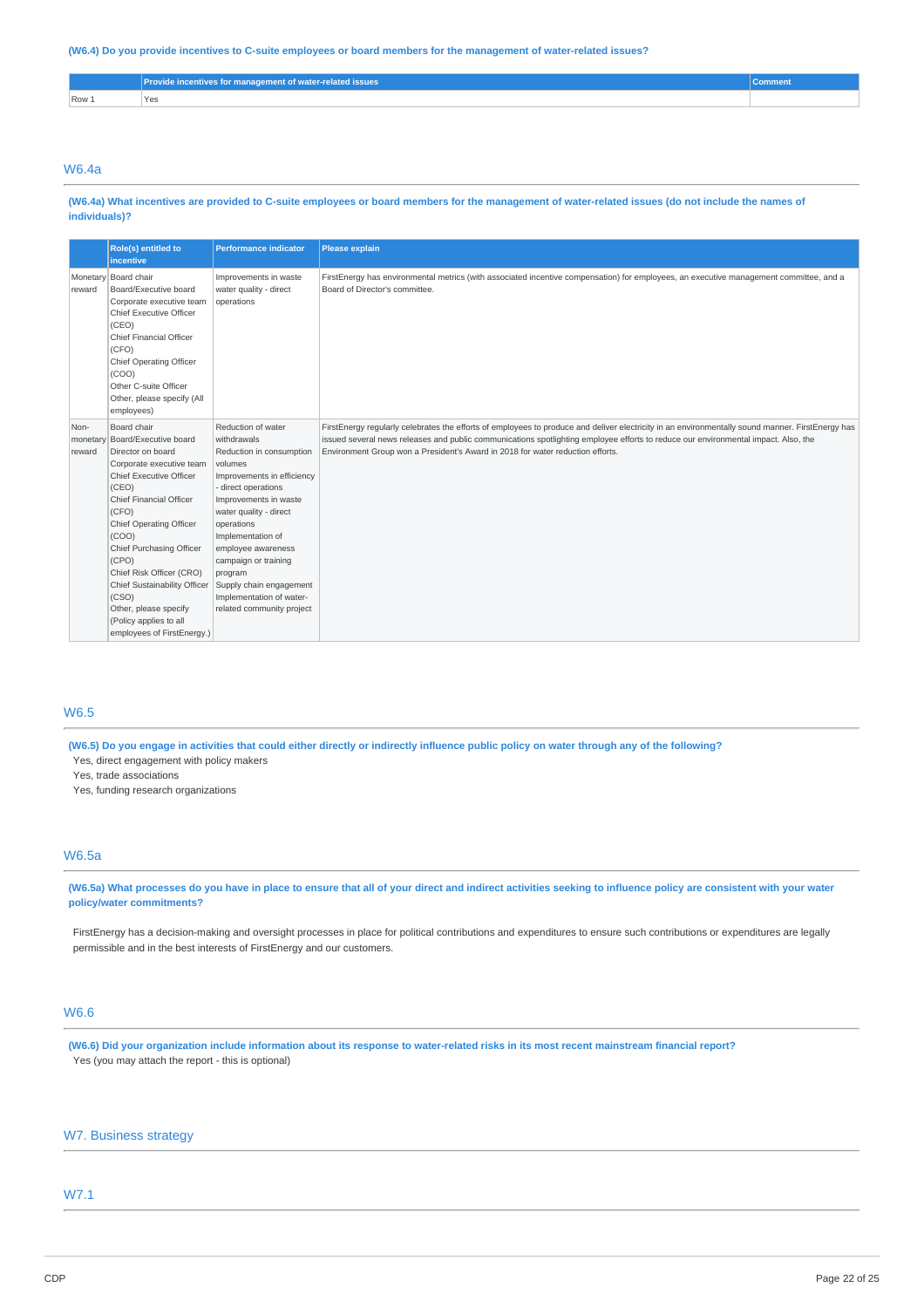(W6.4) Do you provide incentives to C-suite employees or board members for the management of water-related issues?

| | Provide incentives for management of water-related issues | Comment |
|---|---|---|
| Row 1 | Yes | |

## W6.4a

(W6.4a) What incentives are provided to C-suite employees or board members for the management of water-related issues (do not include the names of individuals)?

| | Role(s) entitled to incentive | Performance indicator | Please explain |
|---|---|---|---|
| Monetary reward | Board chair<br>Board/Executive board<br>Corporate executive team<br>Chief Executive Officer (CEO)<br>Chief Financial Officer (CFO)<br>Chief Operating Officer (COO)<br>Other C-suite Officer<br>Other, please specify (All employees) | Improvements in waste water quality - direct operations | FirstEnergy has environmental metrics (with associated incentive compensation) for employees, an executive management committee, and a Board of Director's committee. |
| Non-monetary reward | Board chair<br>Board/Executive board<br>Director on board<br>Corporate executive team<br>Chief Executive Officer (CEO)<br>Chief Financial Officer (CFO)<br>Chief Operating Officer (COO)<br>Chief Purchasing Officer (CPO)<br>Chief Risk Officer (CRO)<br>Chief Sustainability Officer (CSO)<br>Other, please specify (Policy applies to all employees of FirstEnergy.) | Reduction of water withdrawals<br>Reduction in consumption volumes<br>Improvements in efficiency - direct operations<br>Improvements in waste water quality - direct operations<br>Implementation of employee awareness campaign or training program<br>Supply chain engagement<br>Implementation of water-related community project | FirstEnergy regularly celebrates the efforts of employees to produce and deliver electricity in an environmentally sound manner. FirstEnergy has issued several news releases and public communications spotlighting employee efforts to reduce our environmental impact. Also, the Environment Group won a President's Award in 2018 for water reduction efforts. |

## W6.5

(W6.5) Do you engage in activities that could either directly or indirectly influence public policy on water through any of the following?

Yes, direct engagement with policy makers
Yes, trade associations
Yes, funding research organizations

## W6.5a

(W6.5a) What processes do you have in place to ensure that all of your direct and indirect activities seeking to influence policy are consistent with your water policy/water commitments?

FirstEnergy has a decision-making and oversight processes in place for political contributions and expenditures to ensure such contributions or expenditures are legally permissible and in the best interests of FirstEnergy and our customers.

## W6.6

(W6.6) Did your organization include information about its response to water-related risks in its most recent mainstream financial report?

Yes (you may attach the report - this is optional)

# W7. Business strategy

## W7.1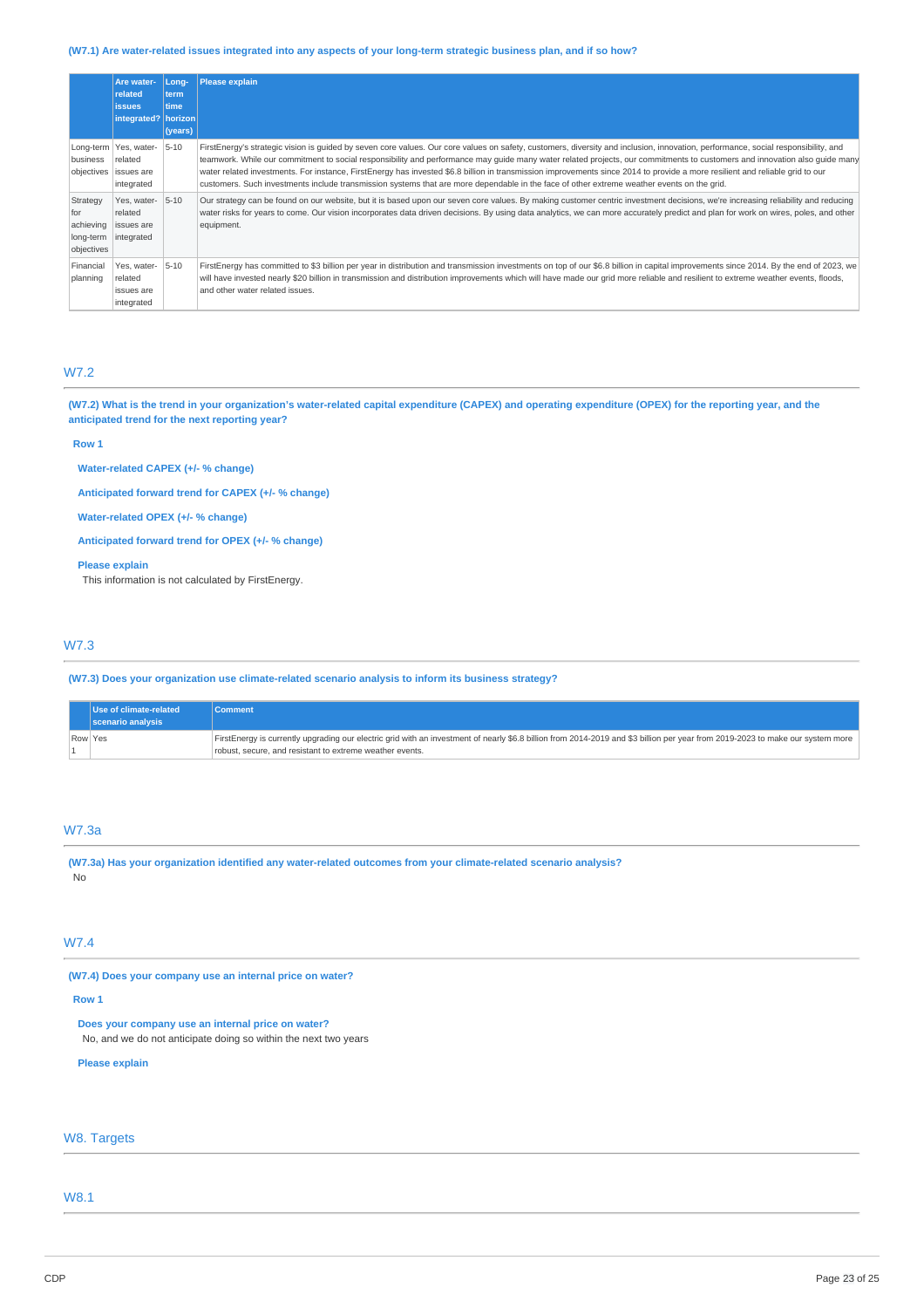**(W7.1) Are water-related issues integrated into any aspects of your long-term strategic business plan, and if so how?**

| | Are water-related issues integrated? | Long-term time horizon (years) | Please explain |
|---|---|---|---|
| Long-term business objectives | Yes, water-related issues are integrated | 5-10 | FirstEnergy's strategic vision is guided by seven core values. Our core values on safety, customers, diversity and inclusion, innovation, performance, social responsibility, and teamwork. While our commitment to social responsibility and performance may guide many water related projects, our commitments to customers and innovation also guide many water related investments. For instance, FirstEnergy has invested $6.8 billion in transmission improvements since 2014 to provide a more resilient and reliable grid to our customers. Such investments include transmission systems that are more dependable in the face of other extreme weather events on the grid. |
| Strategy for achieving long-term objectives | Yes, water-related issues are integrated | 5-10 | Our strategy can be found on our website, but it is based upon our seven core values. By making customer centric investment decisions, we're increasing reliability and reducing water risks for years to come. Our vision incorporates data driven decisions. By using data analytics, we can more accurately predict and plan for work on wires, poles, and other equipment. |
| Financial planning | Yes, water-related issues are integrated | 5-10 | FirstEnergy has committed to $3 billion per year in distribution and transmission investments on top of our $6.8 billion in capital improvements since 2014. By the end of 2023, we will have invested nearly $20 billion in transmission and distribution improvements which will have made our grid more reliable and resilient to extreme weather events, floods, and other water related issues. |

## W7.2

**(W7.2) What is the trend in your organization's water-related capital expenditure (CAPEX) and operating expenditure (OPEX) for the reporting year, and the anticipated trend for the next reporting year?**

**Row 1**

**Water-related CAPEX (+/- % change)**

**Anticipated forward trend for CAPEX (+/- % change)**

**Water-related OPEX (+/- % change)**

**Anticipated forward trend for OPEX (+/- % change)**

**Please explain**

This information is not calculated by FirstEnergy.

## W7.3

**(W7.3) Does your organization use climate-related scenario analysis to inform its business strategy?**

| | Use of climate-related scenario analysis | Comment |
|---|---|---|
| Row 1 | Yes | FirstEnergy is currently upgrading our electric grid with an investment of nearly $6.8 billion from 2014-2019 and $3 billion per year from 2019-2023 to make our system more robust, secure, and resistant to extreme weather events. |

## W7.3a

**(W7.3a) Has your organization identified any water-related outcomes from your climate-related scenario analysis?**

No

## W7.4

**(W7.4) Does your company use an internal price on water?**

**Row 1**

**Does your company use an internal price on water?**

No, and we do not anticipate doing so within the next two years

**Please explain**

## W8. Targets

## W8.1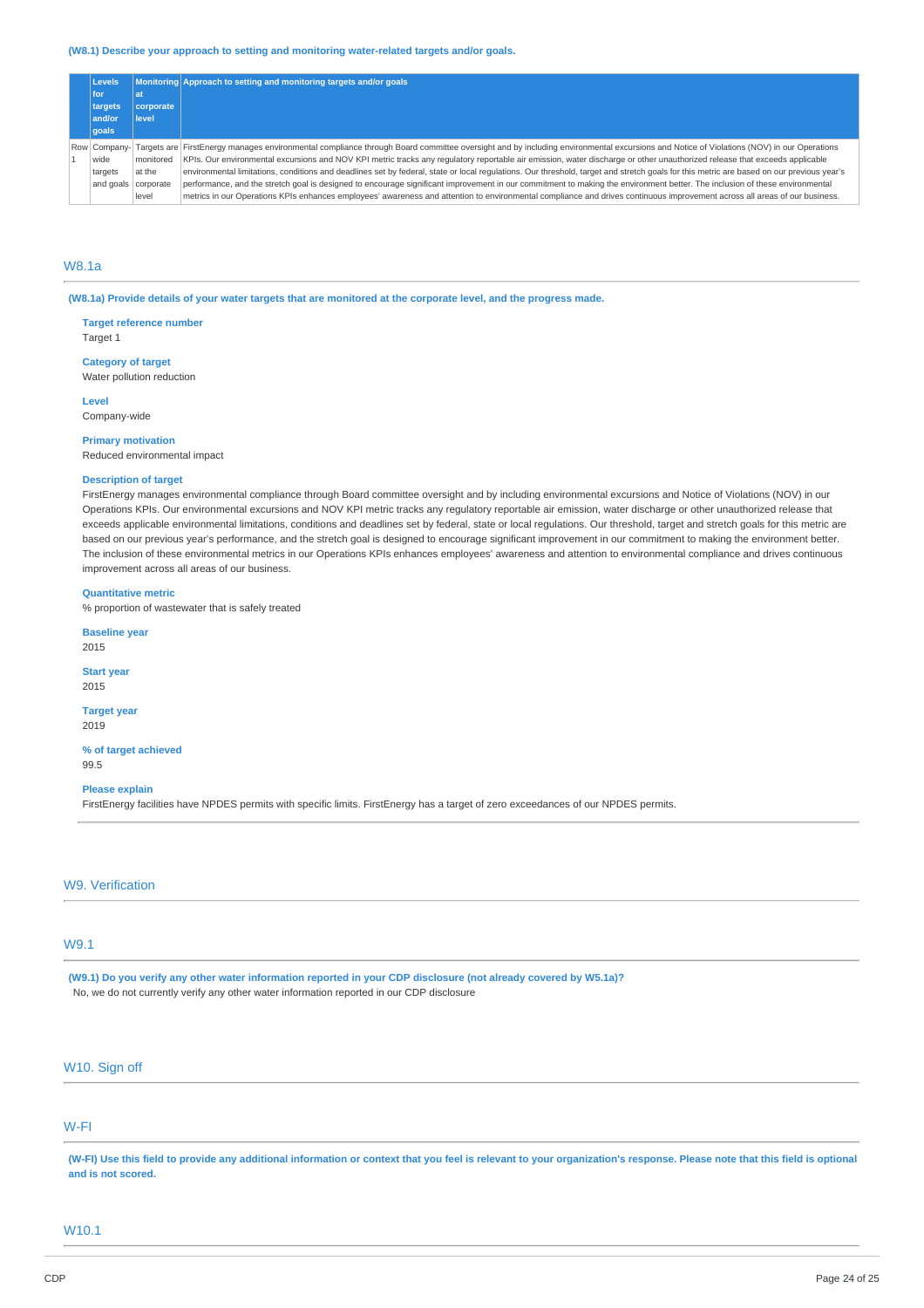**(W8.1) Describe your approach to setting and monitoring water-related targets and/or goals.**

| | Levels for targets and/or goals | Monitoring at corporate level | Approach to setting and monitoring targets and/or goals |
|---|---|---|---|
| Row 1 | Company-wide targets and goals | Targets are monitored at the corporate level | FirstEnergy manages environmental compliance through Board committee oversight and by including environmental excursions and Notice of Violations (NOV) in our Operations KPIs. Our environmental excursions and NOV KPI metric tracks any regulatory reportable air emission, water discharge or other unauthorized release that exceeds applicable environmental limitations, conditions and deadlines set by federal, state or local regulations. Our threshold, target and stretch goals for this metric are based on our previous year's performance, and the stretch goal is designed to encourage significant improvement in our commitment to making the environment better. The inclusion of these environmental metrics in our Operations KPIs enhances employees' awareness and attention to environmental compliance and drives continuous improvement across all areas of our business. |

## W8.1a

**(W8.1a) Provide details of your water targets that are monitored at the corporate level, and the progress made.**

**Target reference number**
Target 1

**Category of target**
Water pollution reduction

**Level**
Company-wide

**Primary motivation**
Reduced environmental impact

**Description of target**
FirstEnergy manages environmental compliance through Board committee oversight and by including environmental excursions and Notice of Violations (NOV) in our Operations KPIs. Our environmental excursions and NOV KPI metric tracks any regulatory reportable air emission, water discharge or other unauthorized release that exceeds applicable environmental limitations, conditions and deadlines set by federal, state or local regulations. Our threshold, target and stretch goals for this metric are based on our previous year's performance, and the stretch goal is designed to encourage significant improvement in our commitment to making the environment better. The inclusion of these environmental metrics in our Operations KPIs enhances employees' awareness and attention to environmental compliance and drives continuous improvement across all areas of our business.

**Quantitative metric**
% proportion of wastewater that is safely treated

**Baseline year**
2015

**Start year**
2015

**Target year**
2019

**% of target achieved**
99.5

**Please explain**
FirstEnergy facilities have NPDES permits with specific limits. FirstEnergy has a target of zero exceedances of our NPDES permits.

## W9. Verification

## W9.1

**(W9.1) Do you verify any other water information reported in your CDP disclosure (not already covered by W5.1a)?**
No, we do not currently verify any other water information reported in our CDP disclosure

## W10. Sign off

## W-FI

**(W-FI) Use this field to provide any additional information or context that you feel is relevant to your organization's response. Please note that this field is optional and is not scored.**

## W10.1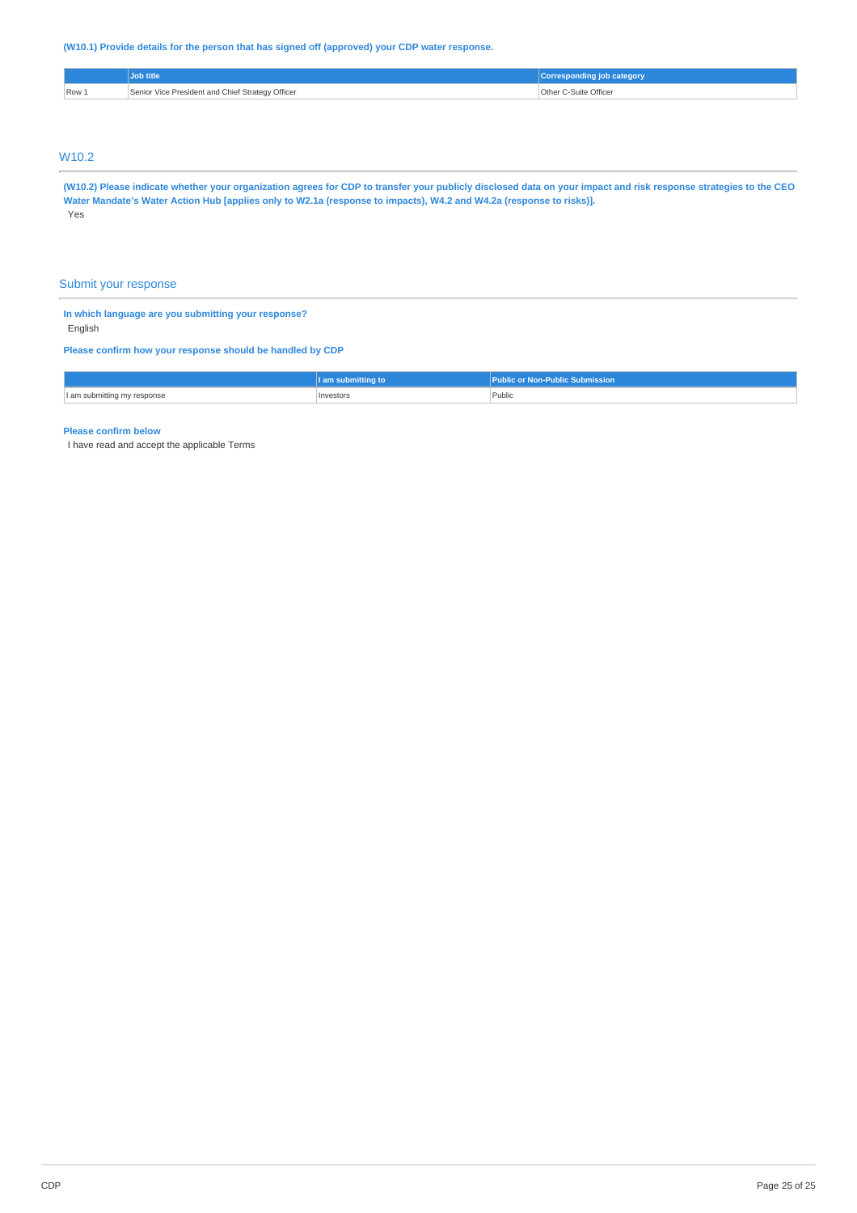**(W10.1) Provide details for the person that has signed off (approved) your CDP water response.**

| | Job title | Corresponding job category |
|---|---|---|
| Row 1 | Senior Vice President and Chief Strategy Officer | Other C-Suite Officer |

## W10.2

**(W10.2) Please indicate whether your organization agrees for CDP to transfer your publicly disclosed data on your impact and risk response strategies to the CEO Water Mandate's Water Action Hub [applies only to W2.1a (response to impacts), W4.2 and W4.2a (response to risks)].**

Yes

## Submit your response

**In which language are you submitting your response?**

English

**Please confirm how your response should be handled by CDP**

| | I am submitting to | Public or Non-Public Submission |
|---|---|---|
| I am submitting my response | Investors | Public |

**Please confirm below**

I have read and accept the applicable Terms